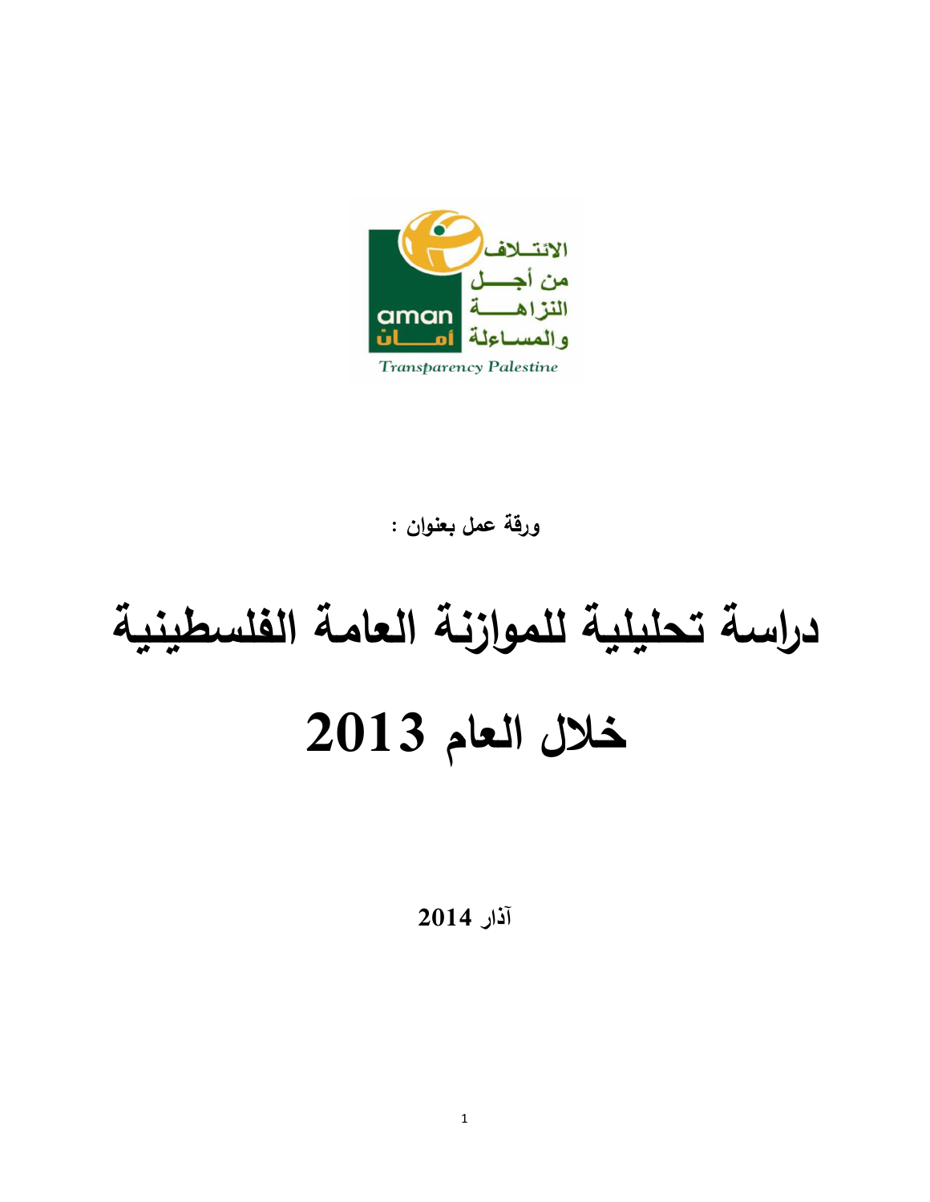الائتلاف من أجل النزاهة والمساءلة أمان

aman

Transparency Palestine

**ورقة عمل بعنوان :**

# دراسة تحليلية للموازنة العامة الفلسطينية خلال العام 2013

**آذار 2014**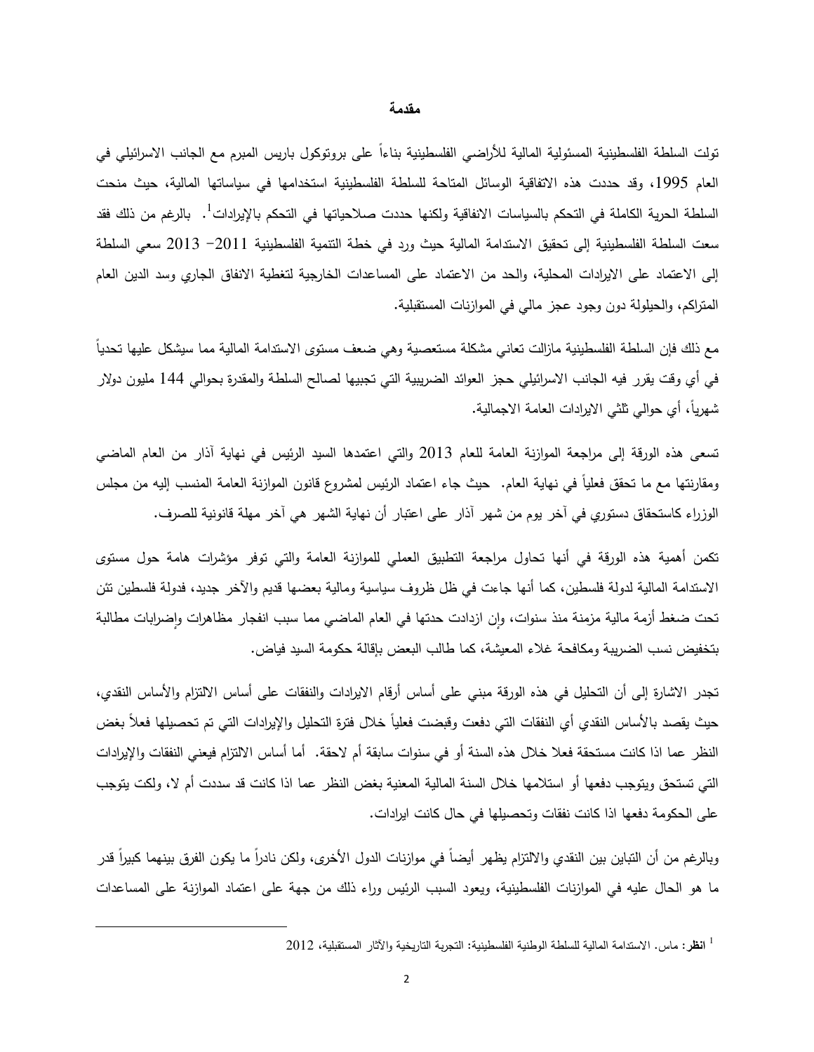## مقدمة

تولت السلطة الفلسطينية المسئولية المالية للأراضي الفلسطينية بناءاً على بروتوكول باريس المبرم مع الجانب الاسرائيلي في العام 1995، وقد حددت هذه الاتفاقية الوسائل المتاحة للسلطة الفلسطينية استخدامها في سياساتها المالية، حيث منحت السلطة الحرية الكاملة في التحكم بالسياسات الانفاقية ولكنها حددت صلاحياتها في التحكم بالإيرادات[1]. بالرغم من ذلك فقد سعت السلطة الفلسطينية إلى تحقيق الاستدامة المالية حيث ورد في خطة التنمية الفلسطينية 2011- 2013 سعي السلطة إلى الاعتماد على الايرادات المحلية، والحد من الاعتماد على المساعدات الخارجية لتغطية الانفاق الجاري وسد الدين العام المتراكم، والحيلولة دون وجود عجز مالي في الموازنات المستقبلية.

مع ذلك فإن السلطة الفلسطينية مازالت تعاني مشكلة مستعصية وهي ضعف مستوى الاستدامة المالية مما سيشكل عليها تحدياً في أي وقت يقرر فيه الجانب الاسرائيلي حجز العوائد الضريبية التي تجبيها لصالح السلطة والمقدرة بحوالي 144 مليون دولار شهرياً، أي حوالي ثلثي الايرادات العامة الاجمالية.

تسعى هذه الورقة إلى مراجعة الموازنة العامة للعام 2013 والتي اعتمدها السيد الرئيس في نهاية آذار من العام الماضي ومقارنتها مع ما تحقق فعلياً في نهاية العام. حيث جاء اعتماد الرئيس لمشروع قانون الموازنة العامة المنسب إليه من مجلس الوزراء كاستحقاق دستوري في آخر يوم من شهر آذار على اعتبار أن نهاية الشهر هي آخر مهلة قانونية للصرف.

تكمن أهمية هذه الورقة في أنها تحاول مراجعة التطبيق العملي للموازنة العامة والتي توفر مؤشرات هامة حول مستوى الاستدامة المالية لدولة فلسطين، كما أنها جاءت في ظل ظروف سياسية ومالية بعضها قديم والآخر جديد، فدولة فلسطين تئن تحت ضغط أزمة مالية مزمنة منذ سنوات، وإن ازدادت حدتها في العام الماضي مما سبب انفجار مظاهرات وإضرابات مطالبة بتخفيض نسب الضريبة ومكافحة غلاء المعيشة، كما طالب البعض بإقالة حكومة السيد فياض.

تجدر الاشارة إلى أن التحليل في هذه الورقة مبني على أساس أرقام الايرادات والنفقات على أساس الالتزام والأساس النقدي، حيث يقصد بالأساس النقدي أي النفقات التي دفعت وقبضت فعلياً خلال فترة التحليل والإيرادات التي تم تحصيلها فعلاً بغض النظر عما اذا كانت مستحقة فعلا خلال هذه السنة أو في سنوات سابقة أم لاحقة. أما أساس الالتزام فيعني النفقات والإيرادات التي تستحق ويتوجب دفعها أو استلامها خلال السنة المالية المعنية بغض النظر عما اذا كانت قد سددت أم لا، ولكت يتوجب على الحكومة دفعها اذا كانت نفقات وتحصيلها في حال كانت ايرادات.

وبالرغم من أن التباين بين النقدي والالتزام يظهر أيضاً في موازنات الدول الأخرى، ولكن نادراً ما يكون الفرق بينهما كبيراً قدر ما هو الحال عليه في الموازنات الفلسطينية، ويعود السبب الرئيس وراء ذلك من جهة على اعتماد الموازنة على المساعدات

---

[1] **انظر:** ماس. الاستدامة المالية للسلطة الوطنية الفلسطينية: التجربة التاريخية والآثار المستقبلية، 2012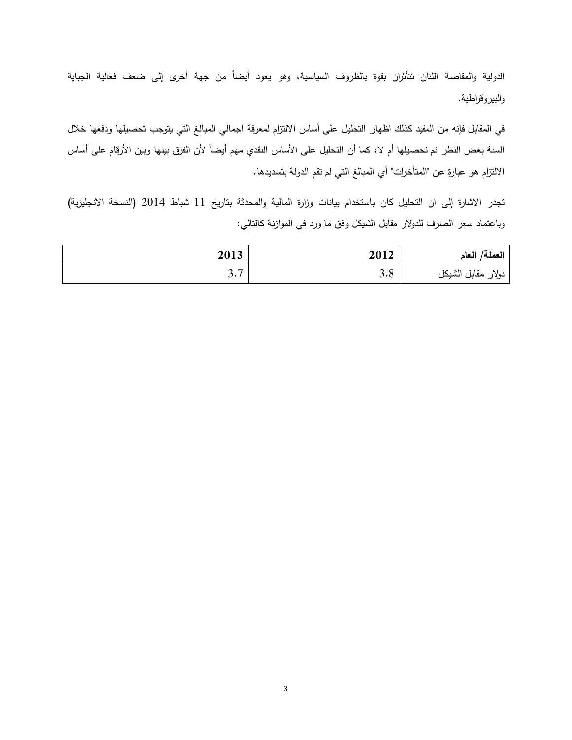الدولية والمقاصة اللتان تتأثران بقوة بالظروف السياسية، وهو يعود أيضاً من جهة أخرى إلى ضعف فعالية الجباية والبيروقراطية.

في المقابل فإنه من المفيد كذلك اظهار التحليل على أساس الالتزام لمعرفة اجمالي المبالغ التي يتوجب تحصيلها ودفعها خلال السنة بغض النظر تم تحصيلها أم لا، كما أن التحليل على الأساس النقدي مهم أيضاً لأن الفرق بينها وبين الأرقام على أساس الالتزام هو عبارة عن "المتأخرات" أي المبالغ التي لم تقم الدولة بتسديدها.

تجدر الاشارة إلى ان التحليل كان باستخدام بيانات وزارة المالية والمحدثة بتاريخ 11 شباط 2014 (النسخة الانجليزية) وباعتماد سعر الصرف للدولار مقابل الشيكل وفق ما ورد في الموازنة كالتالي:

| العملة/ العام | 2012 | 2013 |
|---|---|---|
| دولار مقابل الشيكل | 3.8 | 3.7 |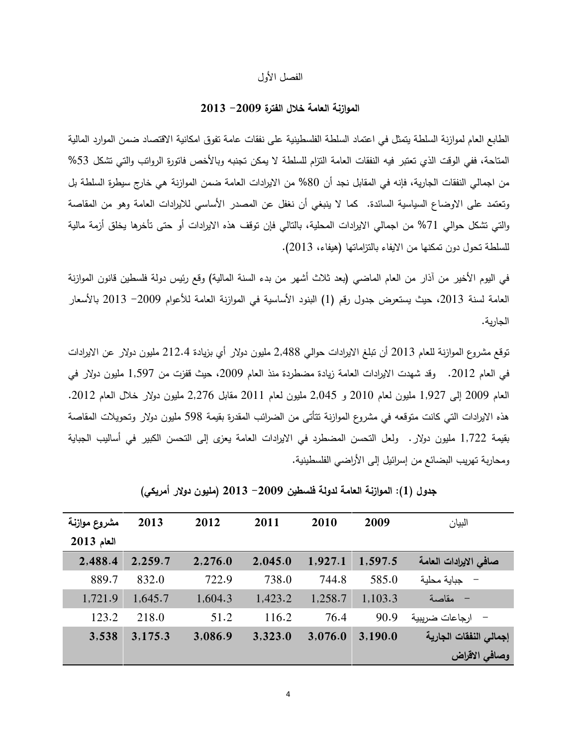الفصل الأول

## الموازنة العامة خلال الفترة 2009- 2013

الطابع العام لموازنة السلطة يتمثل في اعتماد السلطة الفلسطينية على نفقات عامة تفوق امكانية الاقتصاد ضمن الموارد المالية المتاحة، ففي الوقت الذي تعتبر فيه النفقات العامة التزام للسلطة لا يمكن تجنبه وبالأخص فاتورة الرواتب والتي تشكل 53% من اجمالي النفقات الجارية، فإنه في المقابل نجد أن 80% من الايرادات العامة ضمن الموازنة هي خارج سيطرة السلطة بل وتعتمد على الاوضاع السياسية السائدة. كما لا ينبغي أن نغفل عن المصدر الأساسي للايرادات العامة وهو من المقاصة والتي تشكل حوالي 71% من اجمالي الايرادات المحلية، بالتالي فإن توقف هذه الايرادات أو حتى تأخرها يخلق أزمة مالية للسلطة تحول دون تمكنها من الايفاء بالتزاماتها (هيفاء، 2013).

في اليوم الأخير من آذار من العام الماضي (بعد ثلاث أشهر من بدء السنة المالية) وقع رئيس دولة فلسطين قانون الموازنة العامة لسنة 2013، حيث يستعرض جدول رقم (1) البنود الأساسية في الموازنة العامة للأعوام 2009- 2013 بالأسعار الجارية.

توقع مشروع الموازنة للعام 2013 أن تبلغ الايرادات حوالي 2,488 مليون دولار أي بزيادة 212.4 مليون دولار عن الايرادات في العام 2012. وقد شهدت الايرادات العامة زيادة مضطردة منذ العام 2009، حيث قفزت من 1,597 مليون دولار في العام 2009 إلى 1,927 مليون لعام 2010 و 2,045 مليون لعام 2011 مقابل 2,276 مليون دولار خلال العام 2012. هذه الايرادات التي كانت متوقعه في مشروع الموازنة تتأتى من الضرائب المقدرة بقيمة 598 مليون دولار وتحويلات المقاصة بقيمة 1,722 مليون دولار. ولعل التحسن المضطرد في الايرادات العامة يعزى إلى التحسن الكبير في أساليب الجباية ومحاربة تهريب البضائع من إسرائيل إلى الأراضي الفلسطينية.

**جدول (1): الموازنة العامة لدولة فلسطين 2009- 2013 (مليون دولار أمريكي)**

| البيان | 2009 | 2010 | 2011 | 2012 | 2013 | مشروع موازنة العام 2013 |
|---|---|---|---|---|---|---|
| **صافي الايرادات العامة** | **1,597.5** | **1,927.1** | **2,045.0** | **2,276.0** | **2,259.7** | **2,488.4** |
| - جباية محلية | 585.0 | 744.8 | 738.0 | 722.9 | 832.0 | 889.7 |
| - مقاصة | 1,103.3 | 1,258.7 | 1,423.2 | 1,604.3 | 1,645.7 | 1,721.9 |
| - ارجاعات ضريبية | 90.9 | 76.4 | 116.2 | 51.2 | 218.0 | 123.2 |
| **إجمالي النفقات الجارية وصافي الاقراض** | **3,190.0** | **3,076.0** | **3,323.0** | **3,086.9** | **3,175.3** | **3,538** |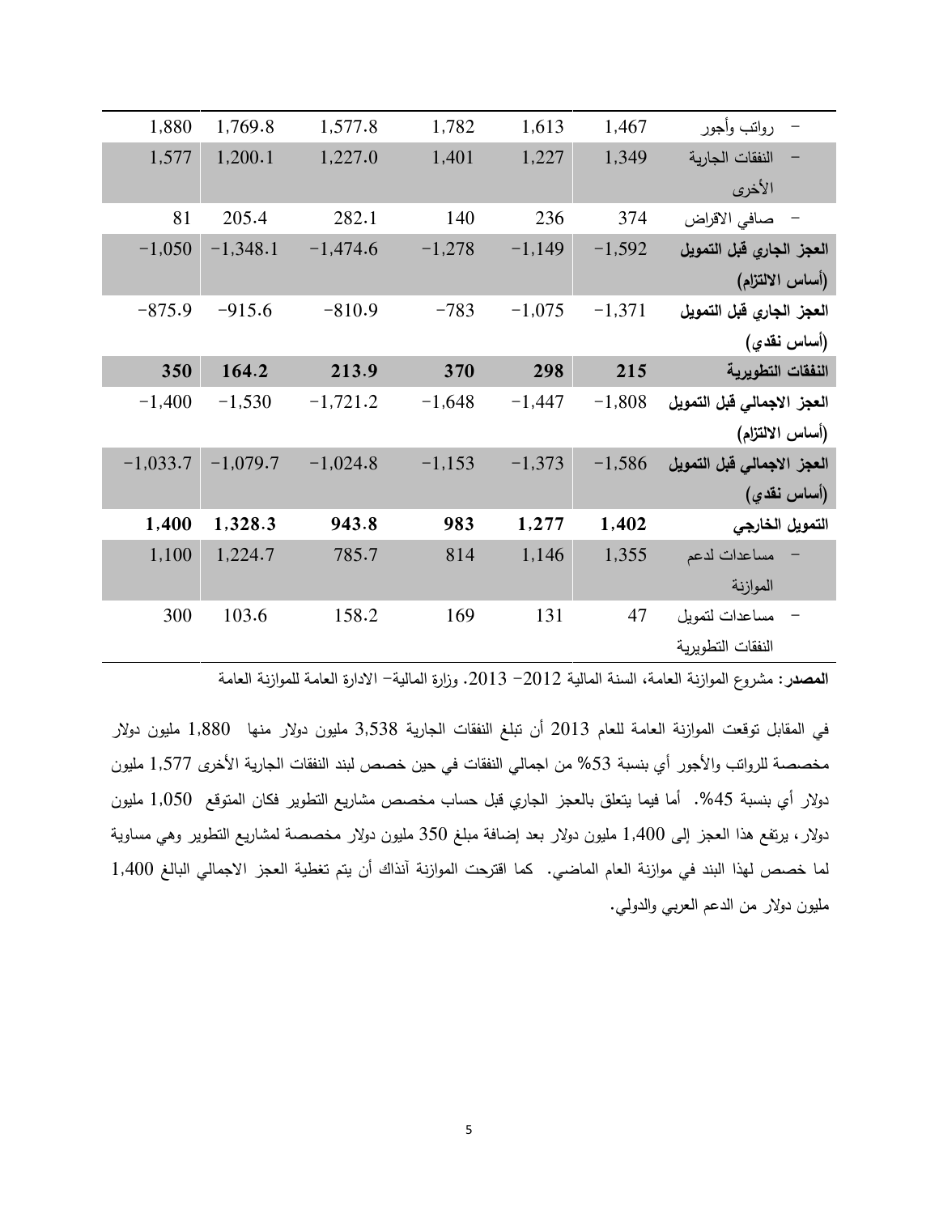| | | | | | | |
|---|---|---|---|---|---|---|
| - رواتب وأجور | 1,467 | 1,613 | 1,782 | 1,577.8 | 1,769.8 | 1,880 |
| - النفقات الجارية الأخرى | 1,349 | 1,227 | 1,401 | 1,227.0 | 1,200.1 | 1,577 |
| - صافي الاقراض | 374 | 236 | 140 | 282.1 | 205.4 | 81 |
| **العجز الجاري قبل التمويل (أساس الالتزام)** | −1,592 | −1,149 | −1,278 | −1,474.6 | −1,348.1 | −1,050 |
| **العجز الجاري قبل التمويل (أساس نقدي)** | −1,371 | −1,075 | −783 | −810.9 | −915.6 | −875.9 |
| **النفقات التطويرية** | **215** | **298** | **370** | **213.9** | **164.2** | **350** |
| **العجز الاجمالي قبل التمويل (أساس الالتزام)** | −1,808 | −1,447 | −1,648 | −1,721.2 | −1,530 | −1,400 |
| **العجز الاجمالي قبل التمويل (أساس نقدي)** | −1,586 | −1,373 | −1,153 | −1,024.8 | −1,079.7 | −1,033.7 |
| **التمويل الخارجي** | **1,402** | **1,277** | **983** | **943.8** | **1,328.3** | **1,400** |
| - مساعدات لدعم الموازنة | 1,355 | 1,146 | 814 | 785.7 | 1,224.7 | 1,100 |
| - مساعدات لتمويل النفقات التطويرية | 47 | 131 | 169 | 158.2 | 103.6 | 300 |

**المصدر:** مشروع الموازنة العامة، السنة المالية 2012− 2013. وزارة المالية− الادارة العامة للموازنة العامة

في المقابل توقعت الموازنة العامة للعام 2013 أن تبلغ النفقات الجارية 3,538 مليون دولار منها 1,880 مليون دولار مخصصة للرواتب والأجور أي بنسبة 53% من اجمالي النفقات في حين خصص لبند النفقات الجارية الأخرى 1,577 مليون دولار أي بنسبة 45%. أما فيما يتعلق بالعجز الجاري قبل حساب مخصص مشاريع التطوير فكان المتوقع 1,050 مليون دولار، يرتفع هذا العجز إلى 1,400 مليون دولار بعد إضافة مبلغ 350 مليون دولار مخصصة لمشاريع التطوير وهي مساوية لما خصص لهذا البند في موازنة العام الماضي. كما اقترحت الموازنة آنذاك أن يتم تغطية العجز الاجمالي البالغ 1,400 مليون دولار من الدعم العربي والدولي.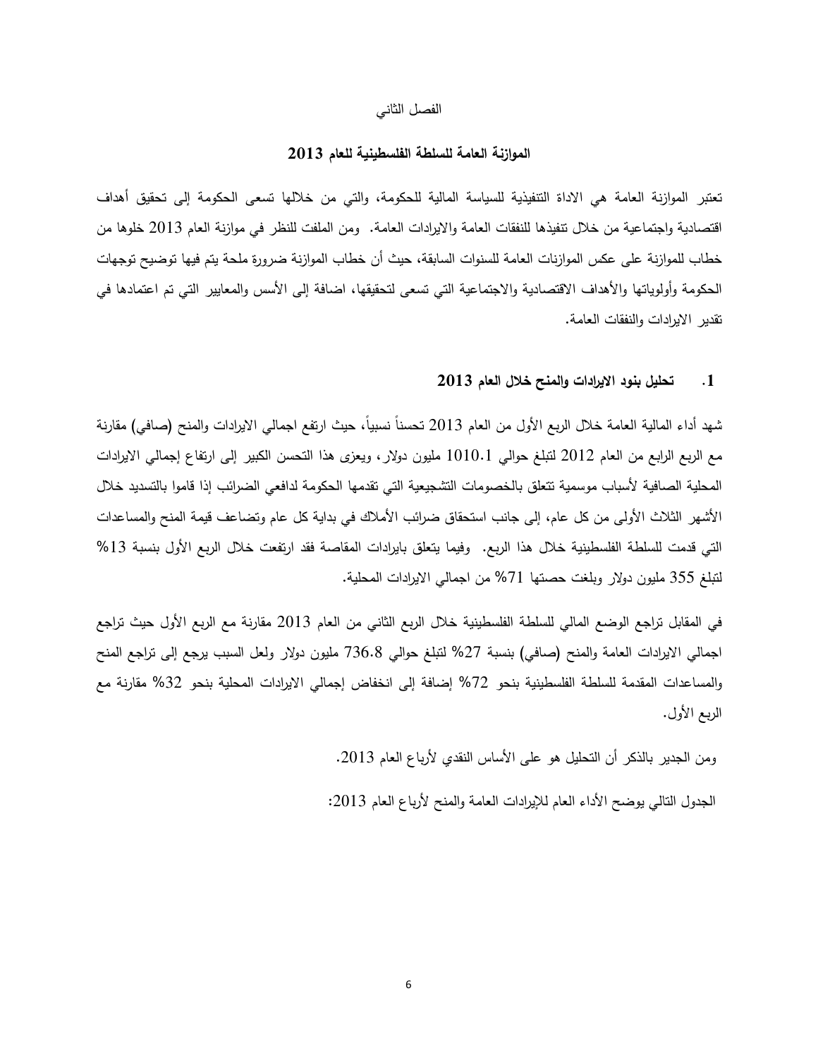الفصل الثاني

## الموازنة العامة للسلطة الفلسطينية للعام 2013

تعتبر الموازنة العامة هي الاداة التنفيذية للسياسة المالية للحكومة، والتي من خلالها تسعى الحكومة إلى تحقيق أهداف اقتصادية واجتماعية من خلال تنفيذها للنفقات العامة والايرادات العامة. ومن الملفت للنظر في موازنة العام 2013 خلوها من خطاب للموازنة على عكس الموازنات العامة للسنوات السابقة، حيث أن خطاب الموازنة ضرورة ملحة يتم فيها توضيح توجهات الحكومة وأولوياتها والأهداف الاقتصادية والاجتماعية التي تسعى لتحقيقها، اضافة إلى الأسس والمعايير التي تم اعتمادها في تقدير الايرادات والنفقات العامة.

### 1. تحليل بنود الايرادات والمنح خلال العام 2013

شهد أداء المالية العامة خلال الربع الأول من العام 2013 تحسناً نسبياً، حيث ارتفع اجمالي الايرادات والمنح (صافي) مقارنة مع الربع الرابع من العام 2012 لتبلغ حوالي 1010.1 مليون دولار، ويعزى هذا التحسن الكبير إلى ارتفاع إجمالي الايرادات المحلية الصافية لأسباب موسمية تتعلق بالخصومات التشجيعية التي تقدمها الحكومة لدافعي الضرائب إذا قاموا بالتسديد خلال الأشهر الثلاث الأولى من كل عام، إلى جانب استحقاق ضرائب الأملاك في بداية كل عام وتضاعف قيمة المنح والمساعدات التي قدمت للسلطة الفلسطينية خلال هذا الربع. وفيما يتعلق بايرادات المقاصة فقد ارتفعت خلال الربع الأول بنسبة 13% لتبلغ 355 مليون دولار وبلغت حصتها 71% من اجمالي الايرادات المحلية.

في المقابل تراجع الوضع المالي للسلطة الفلسطينية خلال الربع الثاني من العام 2013 مقارنة مع الربع الأول حيث تراجع اجمالي الايرادات العامة والمنح (صافي) بنسبة 27% لتبلغ حوالي 736.8 مليون دولار ولعل السبب يرجع إلى تراجع المنح والمساعدات المقدمة للسلطة الفلسطينية بنحو 72% إضافة إلى انخفاض إجمالي الايرادات المحلية بنحو 32% مقارنة مع الربع الأول.

ومن الجدير بالذكر أن التحليل هو على الأساس النقدي لأرباع العام 2013.

الجدول التالي يوضح الأداء العام للإيرادات العامة والمنح لأرباع العام 2013: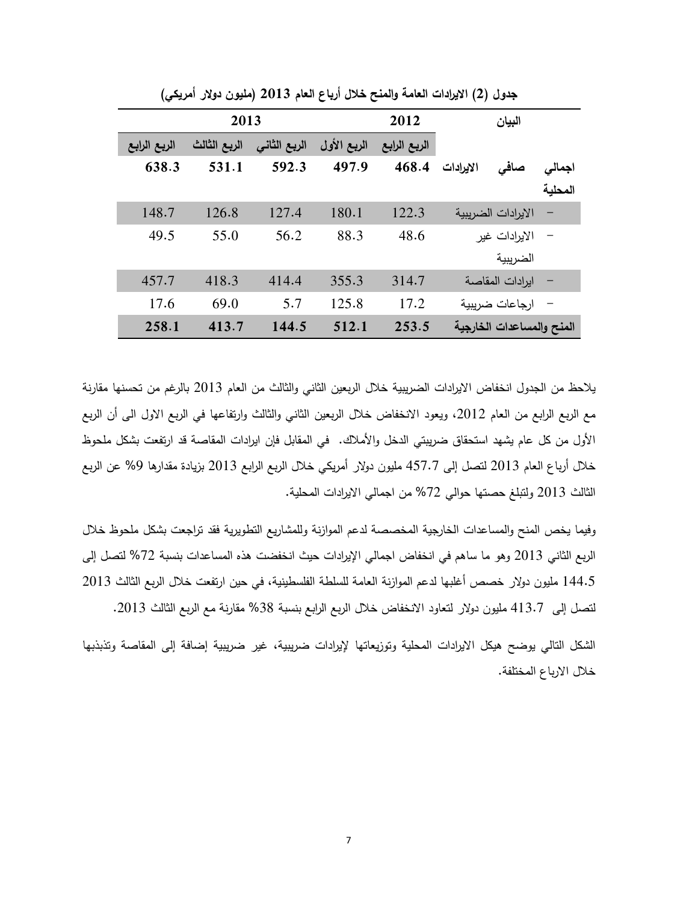**جدول (2) الايرادات العامة والمنح خلال أرباع العام 2013 (مليون دولار أمريكي)**

| البيان | 2012 | 2013 | | | |
|---|---|---|---|---|---|
| | الربع الرابع | الربع الأول | الربع الثاني | الربع الثالث | الربع الرابع |
| **اجمالي صافي الايرادات المحلية** | **468.4** | **497.9** | **592.3** | **531.1** | **638.3** |
| - الايرادات الضريبية | 122.3 | 180.1 | 127.4 | 126.8 | 148.7 |
| - الايرادات غير الضريبية | 48.6 | 88.3 | 56.2 | 55.0 | 49.5 |
| - ايرادات المقاصة | 314.7 | 355.3 | 414.4 | 418.3 | 457.7 |
| - ارجاعات ضريبية | 17.2 | 125.8 | 5.7 | 69.0 | 17.6 |
| **المنح والمساعدات الخارجية** | **253.5** | **512.1** | **144.5** | **413.7** | **258.1** |

يلاحظ من الجدول انخفاض الايرادات الضريبية خلال الربعين الثاني والثالث من العام 2013 بالرغم من تحسنها مقارنة مع الربع الرابع من العام 2012، ويعود الانخفاض خلال الربعين الثاني والثالث وارتفاعها في الربع الاول الى أن الربع الأول من كل عام يشهد استحقاق ضريبتي الدخل والأملاك. في المقابل فإن ايرادات المقاصة قد ارتفعت بشكل ملحوظ خلال أرباع العام 2013 لتصل إلى 457.7 مليون دولار أمريكي خلال الربع الرابع 2013 بزيادة مقدارها 9% عن الربع الثالث 2013 ولتبلغ حصتها حوالي 72% من اجمالي الايرادات المحلية.

وفيما يخص المنح والمساعدات الخارجية المخصصة لدعم الموازنة وللمشاريع التطويرية فقد تراجعت بشكل ملحوظ خلال الربع الثاني 2013 وهو ما ساهم في انخفاض اجمالي الإيرادات حيث انخفضت هذه المساعدات بنسبة 72% لتصل إلى 144.5 مليون دولار خصص أغلبها لدعم الموازنة العامة للسلطة الفلسطينية، في حين ارتفعت خلال الربع الثالث 2013 لتصل إلى 413.7 مليون دولار لتعاود الانخفاض خلال الربع الرابع بنسبة 38% مقارنة مع الربع الثالث 2013.

الشكل التالي يوضح هيكل الايرادات المحلية وتوزيعاتها لإيرادات ضريبية، غير ضريبية إضافة إلى المقاصة وتذبذبها خلال الارباع المختلفة.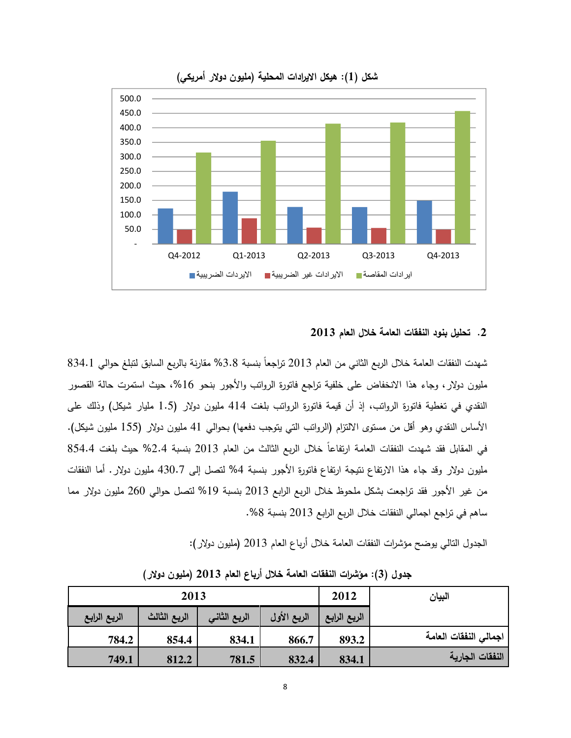شكل (1): هيكل الايرادات المحلية (مليون دولار أمريكي)

### 2. تحليل بنود النفقات العامة خلال العام 2013

شهدت النفقات العامة خلال الربع الثاني من العام 2013 تراجعاً بنسبة 3.8% مقارنة بالربع السابق لتبلغ حوالي 834.1 مليون دولار، وجاء هذا الانخفاض على خلفية تراجع فاتورة الرواتب والأجور بنحو 16%، حيث استمرت حالة القصور النقدي في تغطية فاتورة الرواتب، إذ أن قيمة فاتورة الرواتب بلغت 414 مليون دولار (1.5 مليار شيكل) وذلك على الأساس النقدي وهو أقل من مستوى الالتزام (الرواتب التي يتوجب دفعها) بحوالي 41 مليون دولار (155 مليون شيكل). في المقابل فقد شهدت النفقات العامة ارتفاعاً خلال الربع الثالث من العام 2013 بنسبة 2.4% حيث بلغت 854.4 مليون دولار وقد جاء هذا الارتفاع نتيجة ارتفاع فاتورة الأجور بنسبة 4% لتصل إلى 430.7 مليون دولار. أما النفقات من غير الأجور فقد تراجعت بشكل ملحوظ خلال الربع الرابع 2013 بنسبة 19% لتصل حوالي 260 مليون دولار مما ساهم في تراجع اجمالي النفقات خلال الربع الرابع 2013 بنسبة 8%.

الجدول التالي يوضح مؤشرات النفقات العامة خلال أرباع العام 2013 (مليون دولار):

**جدول (3): مؤشرات النفقات العامة خلال أرباع العام 2013 (مليون دولار)**

| البيان | 2012 | 2013 | | | |
|---|---|---|---|---|---|
| | الربع الرابع | الربع الأول | الربع الثاني | الربع الثالث | الربع الرابع |
| اجمالي النفقات العامة | 893.2 | 866.7 | 834.1 | 854.4 | 784.2 |
| النفقات الجارية | 834.1 | 832.4 | 781.5 | 812.2 | 749.1 |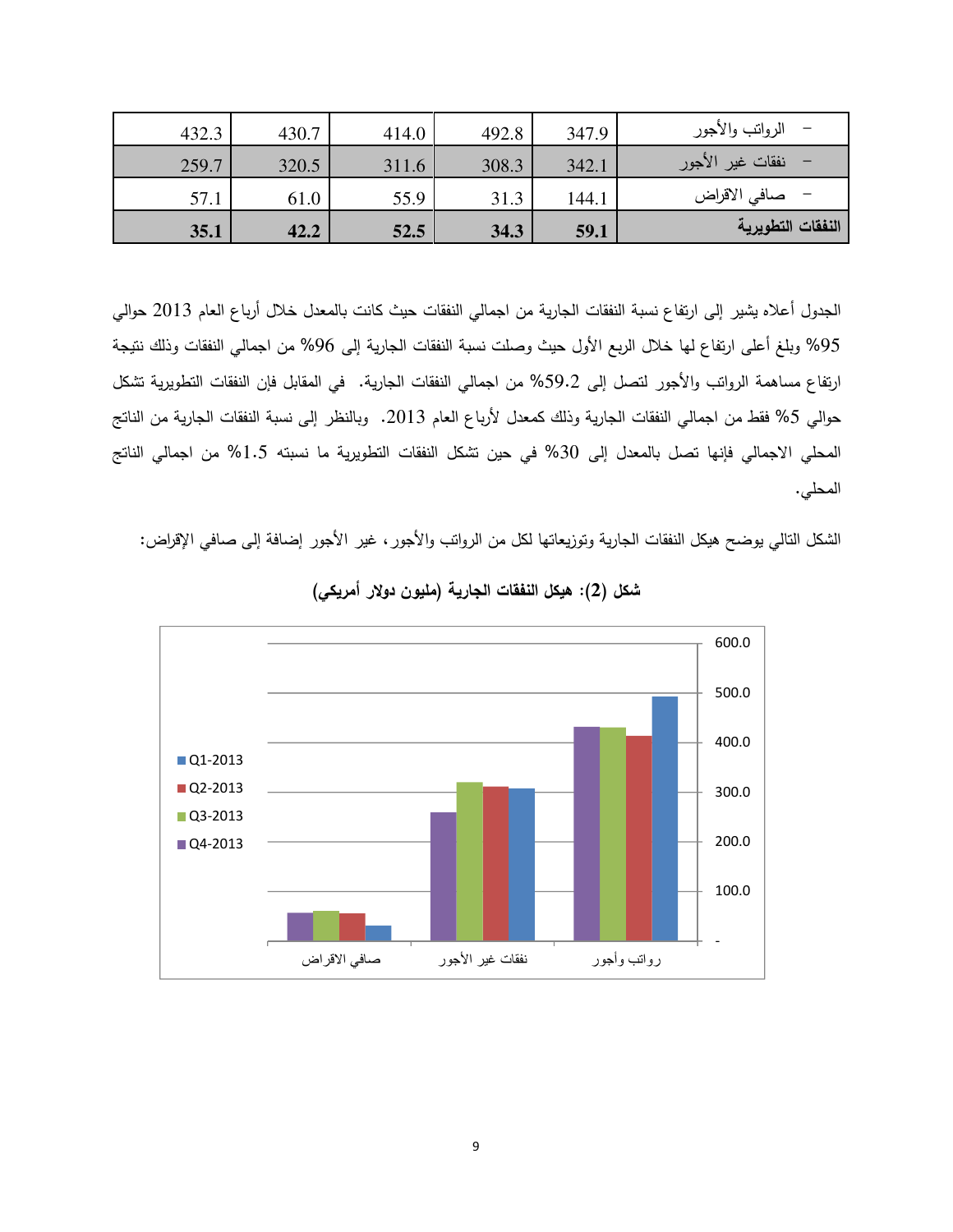| | | | | | |
|---|---|---|---|---|---|
| – الرواتب والأجور | 347.9 | 492.8 | 414.0 | 430.7 | 432.3 |
| – نفقات غير الأجور | 342.1 | 308.3 | 311.6 | 320.5 | 259.7 |
| – صافي الاقراض | 144.1 | 31.3 | 55.9 | 61.0 | 57.1 |
| **النفقات التطويرية** | **59.1** | **34.3** | **52.5** | **42.2** | **35.1** |

الجدول أعلاه يشير إلى ارتفاع نسبة النفقات الجارية من اجمالي النفقات حيث كانت بالمعدل خلال أرباع العام 2013 حوالي 95% وبلغ أعلى ارتفاع لها خلال الربع الأول حيث وصلت نسبة النفقات الجارية إلى 96% من اجمالي النفقات وذلك نتيجة ارتفاع مساهمة الرواتب والأجور لتصل إلى 59.2% من اجمالي النفقات الجارية. في المقابل فإن النفقات التطويرية تشكل حوالي 5% فقط من اجمالي النفقات الجارية وذلك كمعدل لأرباع العام 2013. وبالنظر إلى نسبة النفقات الجارية من الناتج المحلي الاجمالي فإنها تصل بالمعدل إلى 30% في حين تشكل النفقات التطويرية ما نسبته 1.5% من اجمالي الناتج المحلي.

الشكل التالي يوضح هيكل النفقات الجارية وتوزيعاتها لكل من الرواتب والأجور، غير الأجور إضافة إلى صافي الإقراض:

**شكل (2): هيكل النفقات الجارية (مليون دولار أمريكي)**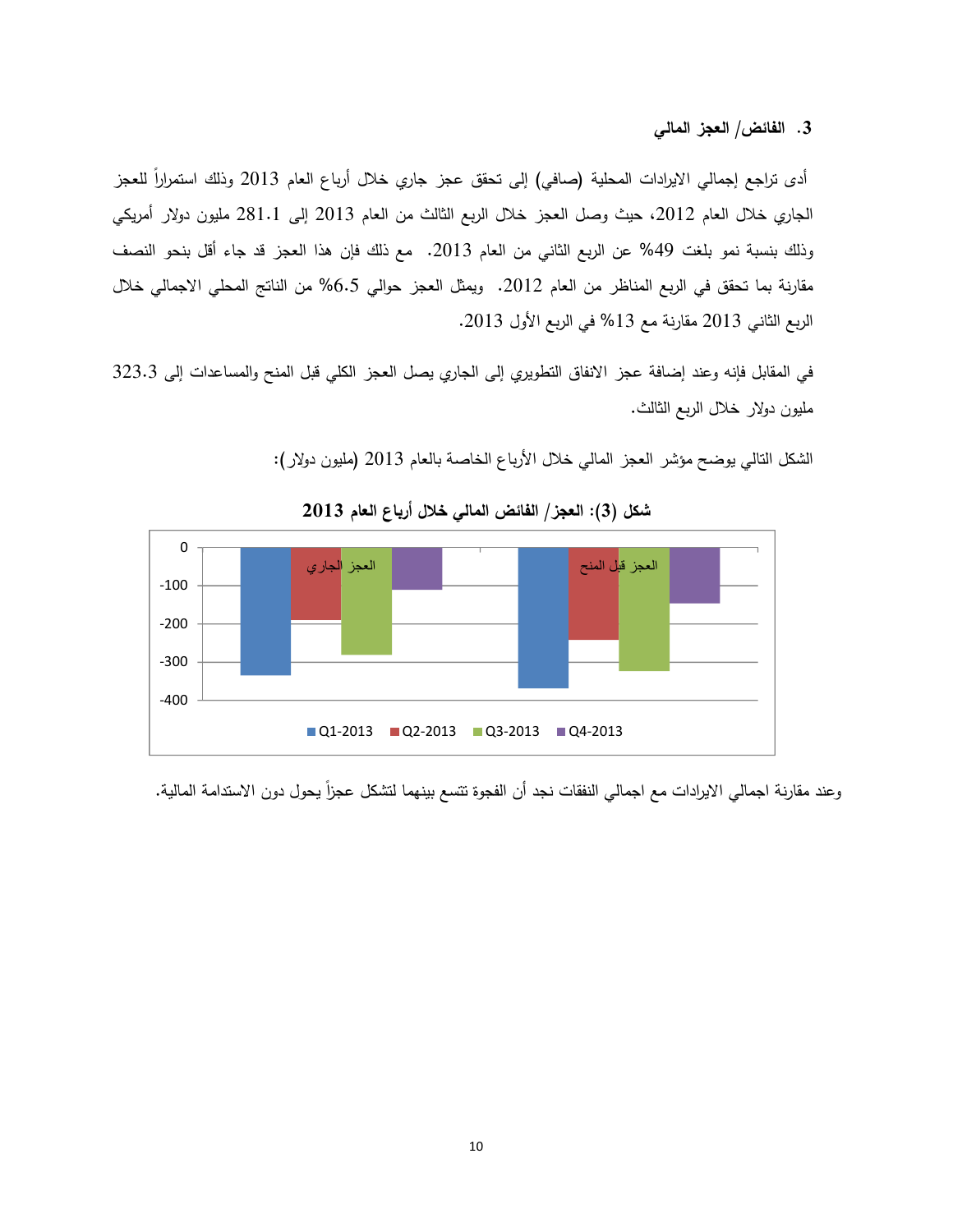### 3. الفائض/ العجز المالي

أدى تراجع إجمالي الايرادات المحلية (صافي) إلى تحقق عجز جاري خلال أرباع العام 2013 وذلك استمراراً للعجز الجاري خلال العام 2012، حيث وصل العجز خلال الربع الثالث من العام 2013 إلى 281.1 مليون دولار أمريكي وذلك بنسبة نمو بلغت 49% عن الربع الثاني من العام 2013. مع ذلك فإن هذا العجز قد جاء أقل بنحو النصف مقارنة بما تحقق في الربع المناظر من العام 2012. ويمثل العجز حوالي 6.5% من الناتج المحلي الاجمالي خلال الربع الثاني 2013 مقارنة مع 13% في الربع الأول 2013.

في المقابل فإنه وعند إضافة عجز الانفاق التطويري إلى الجاري يصل العجز الكلي قبل المنح والمساعدات إلى 323.3 مليون دولار خلال الربع الثالث.

الشكل التالي يوضح مؤشر العجز المالي خلال الأرباع الخاصة بالعام 2013 (مليون دولار):

**شكل (3): العجز/ الفائض المالي خلال أرباع العام 2013**

وعند مقارنة اجمالي الايرادات مع اجمالي النفقات نجد أن الفجوة تتسع بينهما لتشكل عجزاً يحول دون الاستدامة المالية.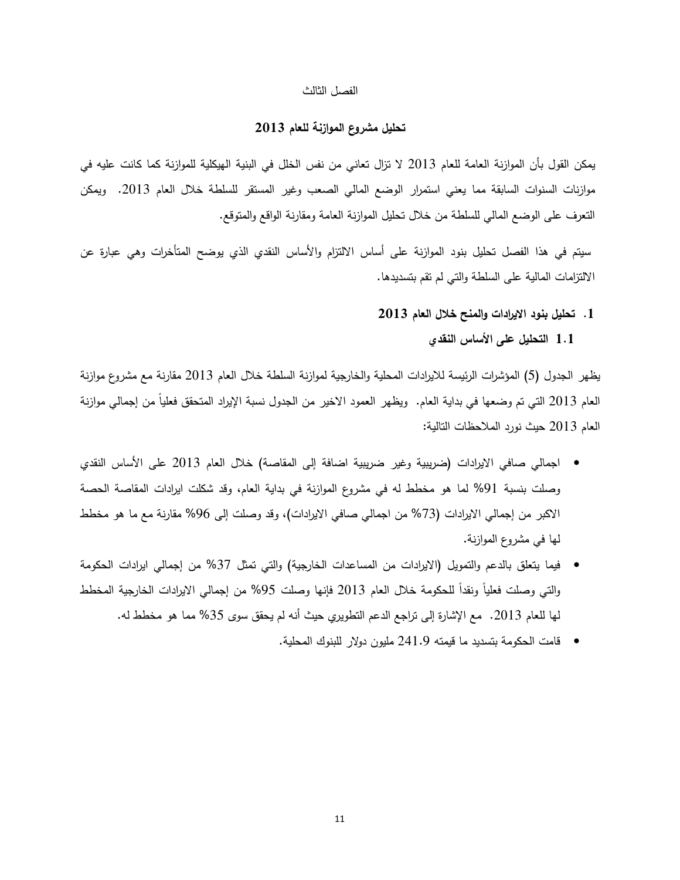الفصل الثالث

## تحليل مشروع الموازنة للعام 2013

يمكن القول بأن الموازنة العامة للعام 2013 لا تزال تعاني من نفس الخلل في البنية الهيكلية للموازنة كما كانت عليه في موازنات السنوات السابقة مما يعني استمرار الوضع المالي الصعب وغير المستقر للسلطة خلال العام 2013. ويمكن التعرف على الوضع المالي للسلطة من خلال تحليل الموازنة العامة ومقارنة الواقع والمتوقع.

سيتم في هذا الفصل تحليل بنود الموازنة على أساس الالتزام والأساس النقدي الذي يوضح المتأخرات وهي عبارة عن الالتزامات المالية على السلطة والتي لم تقم بتسديدها.

### 1. تحليل بنود الايرادات والمنح خلال العام 2013

#### 1.1 التحليل على الأساس النقدي

يظهر الجدول (5) المؤشرات الرئيسة للايرادات المحلية والخارجية لموازنة السلطة خلال العام 2013 مقارنة مع مشروع موازنة العام 2013 التي تم وضعها في بداية العام. ويظهر العمود الاخير من الجدول نسبة الإيراد المتحقق فعلياً من إجمالي موازنة العام 2013 حيث نورد الملاحظات التالية:

- اجمالي صافي الايرادات (ضريبية وغير ضريبية اضافة إلى المقاصة) خلال العام 2013 على الأساس النقدي وصلت بنسبة 91% لما هو مخطط له في مشروع الموازنة في بداية العام، وقد شكلت ايرادات المقاصة الحصة الاكبر من إجمالي الايرادات (73% من اجمالي صافي الايرادات)، وقد وصلت إلى 96% مقارنة مع ما هو مخطط لها في مشروع الموازنة.
- فيما يتعلق بالدعم والتمويل (الايرادات من المساعدات الخارجية) والتي تمثل 37% من إجمالي ايرادات الحكومة والتي وصلت فعلياً ونقداً للحكومة خلال العام 2013 فإنها وصلت 95% من إجمالي الايرادات الخارجية المخطط لها للعام 2013. مع الإشارة إلى تراجع الدعم التطويري حيث أنه لم يحقق سوى 35% مما هو مخطط له.
- قامت الحكومة بتسديد ما قيمته 241.9 مليون دولار للبنوك المحلية.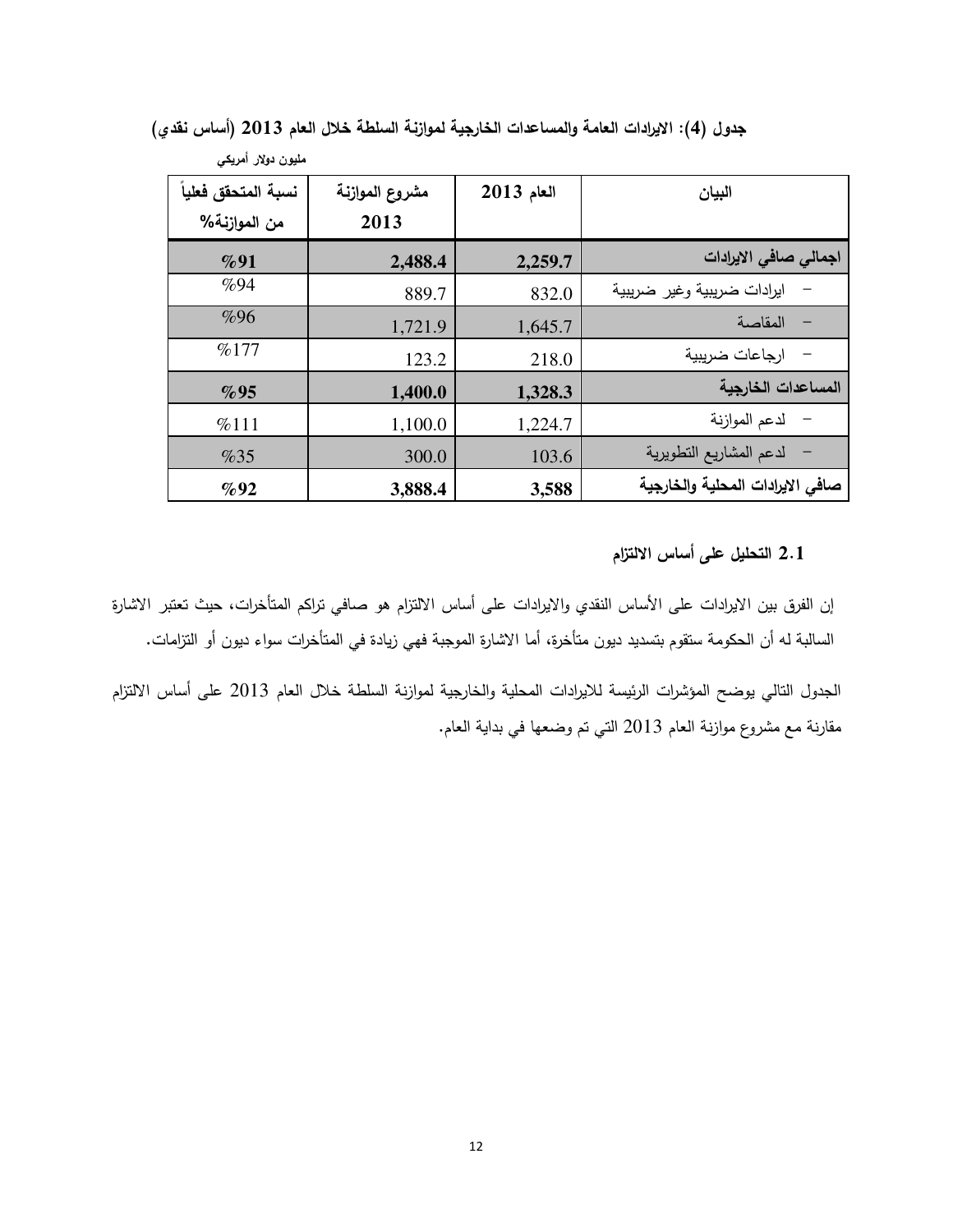**جدول (4): الايرادات العامة والمساعدات الخارجية لموازنة السلطة خلال العام 2013 (أساس نقدي)**

مليون دولار أمريكي

| البيان | العام 2013 | مشروع الموازنة 2013 | نسبة المتحقق فعلياً من الموازنة% |
|---|---|---|---|
| **اجمالي صافي الايرادات** | **2,259.7** | **2,488.4** | **%91** |
| - ايرادات ضريبية وغير ضريبية | 832.0 | 889.7 | %94 |
| - المقاصة | 1,645.7 | 1,721.9 | %96 |
| - ارجاعات ضريبية | 218.0 | 123.2 | %177 |
| **المساعدات الخارجية** | **1,328.3** | **1,400.0** | **%95** |
| - لدعم الموازنة | 1,224.7 | 1,100.0 | %111 |
| - لدعم المشاريع التطويرية | 103.6 | 300.0 | %35 |
| **صافي الايرادات المحلية والخارجية** | **3,588** | **3,888.4** | **%92** |

### 2.1 التحليل على أساس الالتزام

إن الفرق بين الايرادات على الأساس النقدي والايرادات على أساس الالتزام هو صافي تراكم المتأخرات، حيث تعتبر الاشارة السالبة له أن الحكومة ستقوم بتسديد ديون متأخرة، أما الاشارة الموجبة فهي زيادة في المتأخرات سواء ديون أو التزامات.

الجدول التالي يوضح المؤشرات الرئيسة للايرادات المحلية والخارجية لموازنة السلطة خلال العام 2013 على أساس الالتزام مقارنة مع مشروع موازنة العام 2013 التي تم وضعها في بداية العام.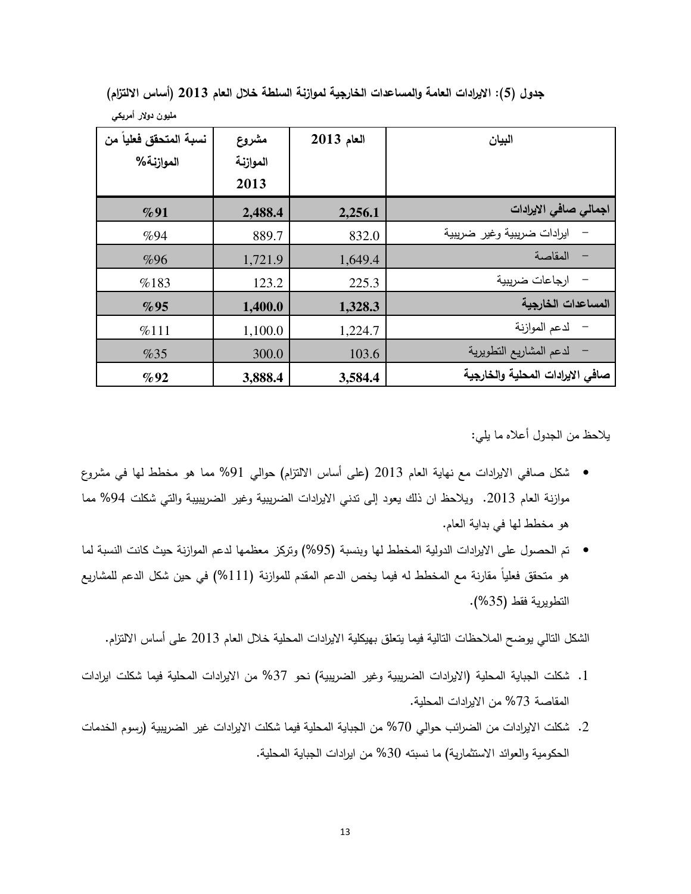**جدول (5): الايرادات العامة والمساعدات الخارجية لموازنة السلطة خلال العام 2013 (أساس الالتزام)**

مليون دولار أمريكي

| البيان | العام 2013 | مشروع الموازنة 2013 | نسبة المتحقق فعلياً من الموازنة% |
|---|---|---|---|
| **اجمالي صافي الايرادات** | **2,256.1** | **2,488.4** | **%91** |
| - ايرادات ضريبية وغير ضريبية | 832.0 | 889.7 | %94 |
| - المقاصة | 1,649.4 | 1,721.9 | %96 |
| - ارجاعات ضريبية | 225.3 | 123.2 | %183 |
| **المساعدات الخارجية** | **1,328.3** | **1,400.0** | **%95** |
| - لدعم الموازنة | 1,224.7 | 1,100.0 | %111 |
| - لدعم المشاريع التطويرية | 103.6 | 300.0 | %35 |
| **صافي الايرادات المحلية والخارجية** | **3,584.4** | **3,888.4** | **%92** |

يلاحظ من الجدول أعلاه ما يلي:

- شكل صافي الايرادات مع نهاية العام 2013 (على أساس الالتزام) حوالي 91% مما هو مخطط لها في مشروع موازنة العام 2013. ويلاحظ ان ذلك يعود إلى تدني الايرادات الضريبية وغير الضريبية والتي شكلت 94% مما هو مخطط لها في بداية العام.
- تم الحصول على الايرادات الدولية المخطط لها وبنسبة (95%) وتركز معظمها لدعم الموازنة حيث كانت النسبة لما هو متحقق فعلياً مقارنة مع المخطط له فيما يخص الدعم المقدم للموازنة (111%) في حين شكل الدعم للمشاريع التطويرية فقط (35%).

الشكل التالي يوضح الملاحظات التالية فيما يتعلق بهيكلية الايرادات المحلية خلال العام 2013 على أساس الالتزام.

1. شكلت الجباية المحلية (الايرادات الضريبية وغير الضريبية) نحو 37% من الايرادات المحلية فيما شكلت ايرادات المقاصة 73% من الايرادات المحلية.
2. شكلت الايرادات من الضرائب حوالي 70% من الجباية المحلية فيما شكلت الايرادات غير الضريبية (رسوم الخدمات الحكومية والعوائد الاستثمارية) ما نسبته 30% من ايرادات الجباية المحلية.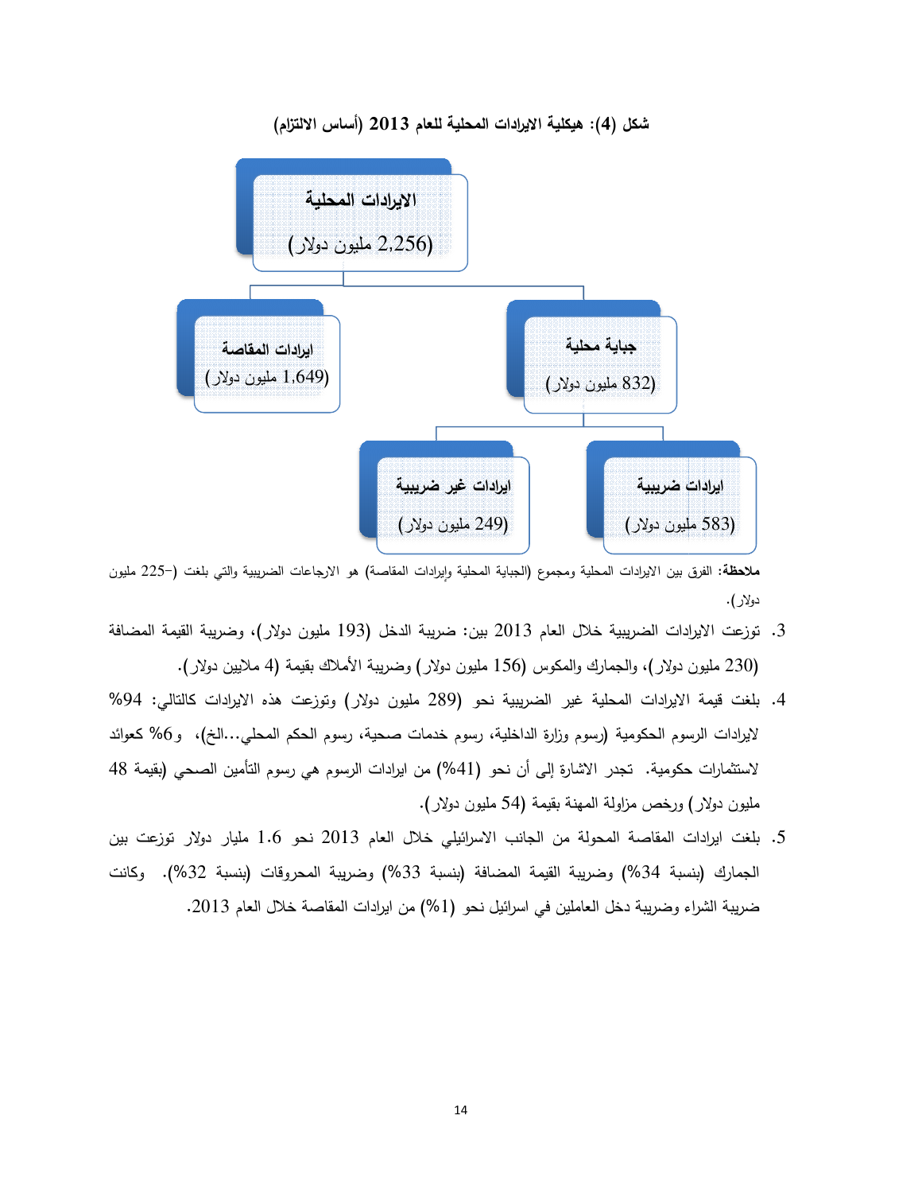**شكل (4): هيكلية الايرادات المحلية للعام 2013 (أساس الالتزام)**

- **الايرادات المحلية** (2,256 مليون دولار)
  - **جباية محلية** (832 مليون دولار)
    - **ايرادات ضريبية** (583 مليون دولار)
    - **ايرادات غير ضريبية** (249 مليون دولار)
  - **ايرادات المقاصة** (1,649 مليون دولار)

**ملاحظة:** الفرق بين الايرادات المحلية ومجموع (الجباية المحلية وإيرادات المقاصة) هو الارجاعات الضريبية والتي بلغت (-225 مليون دولار).

3. توزعت الايرادات الضريبية خلال العام 2013 بين: ضريبة الدخل (193 مليون دولار)، وضريبة القيمة المضافة (230 مليون دولار)، والجمارك والمكوس (156 مليون دولار) وضريبة الأملاك بقيمة (4 ملايين دولار).
4. بلغت قيمة الايرادات المحلية غير الضريبية نحو (289 مليون دولار) وتوزعت هذه الايرادات كالتالي: 94% لإيرادات الرسوم الحكومية (رسوم وزارة الداخلية، رسوم خدمات صحية، رسوم الحكم المحلي...الخ)، و 6% كعوائد لاستثمارات حكومية. تجدر الاشارة إلى أن نحو (41%) من ايرادات الرسوم هي رسوم التأمين الصحي (بقيمة 48 مليون دولار) ورخص مزاولة المهنة بقيمة (54 مليون دولار).
5. بلغت ايرادات المقاصة المحولة من الجانب الاسرائيلي خلال العام 2013 نحو 1.6 مليار دولار توزعت بين الجمارك (بنسبة 34%) وضريبة القيمة المضافة (بنسبة 33%) وضريبة المحروقات (بنسبة 32%). وكانت ضريبة الشراء وضريبة دخل العاملين في اسرائيل نحو (1%) من ايرادات المقاصة خلال العام 2013.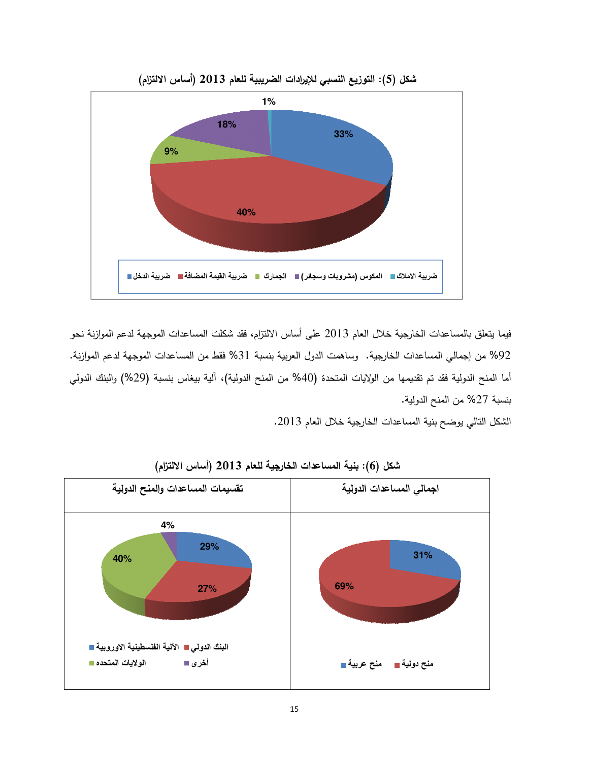**شكل (5): التوزيع النسبي للإيرادات الضريبية للعام 2013 (أساس الالتزام)**

| البند | النسبة |
|---|---|
| ضريبة الدخل | 33% |
| ضريبة القيمة المضافة | 40% |
| الجمارك | 9% |
| المكوس (مشروبات وسجائر) | 18% |
| ضريبة الاملاك | 1% |

فيما يتعلق بالمساعدات الخارجية خلال العام 2013 على أساس الالتزام، فقد شكلت المساعدات الموجهة لدعم الموازنة نحو 92% من إجمالي المساعدات الخارجية. وساهمت الدول العربية بنسبة 31% فقط من المساعدات الموجهة لدعم الموازنة. أما المنح الدولية فقد تم تقديمها من الولايات المتحدة (40% من المنح الدولية)، آلية بيغاس بنسبة (29%) والبنك الدولي بنسبة 27% من المنح الدولية.

الشكل التالي يوضح بنية المساعدات الخارجية خلال العام 2013.

**شكل (6): بنية المساعدات الخارجية للعام 2013 (أساس الالتزام)**

**اجمالي المساعدات الدولية**

| البند | النسبة |
|---|---|
| منح عربية | 31% |
| منح دولية | 69% |

**تقسيمات المساعدات والمنح الدولية**

| البند | النسبة |
|---|---|
| الآلية الفلسطينية الاوروبية | 29% |
| البنك الدولي | 27% |
| الولايات المتحدة | 40% |
| أخرى | 4% |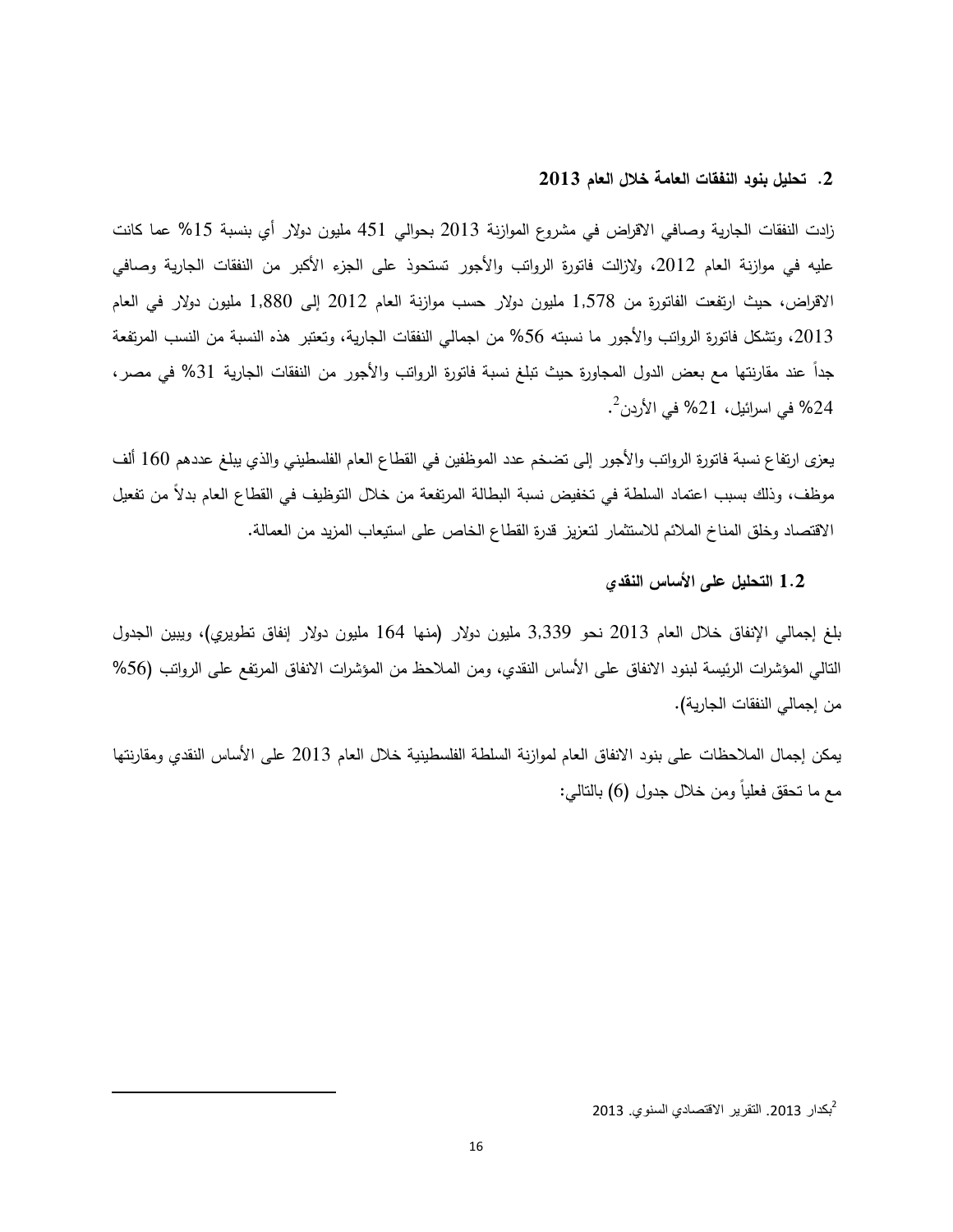## 2. تحليل بنود النفقات العامة خلال العام 2013

زادت النفقات الجارية وصافي الاقراض في مشروع الموازنة 2013 بحوالي 451 مليون دولار أي بنسبة 15% عما كانت عليه في موازنة العام 2012، ولازالت فاتورة الرواتب والأجور تستحوذ على الجزء الأكبر من النفقات الجارية وصافي الاقراض، حيث ارتفعت الفاتورة من 1,578 مليون دولار حسب موازنة العام 2012 إلى 1,880 مليون دولار في العام 2013، وتشكل فاتورة الرواتب والأجور ما نسبته 56% من اجمالي النفقات الجارية، وتعتبر هذه النسبة من النسب المرتفعة جداً عند مقارنتها مع بعض الدول المجاورة حيث تبلغ نسبة فاتورة الرواتب والأجور من النفقات الجارية 31% في مصر، 24% في اسرائيل، 21% في الأردن[2].

يعزى ارتفاع نسبة فاتورة الرواتب والأجور إلى تضخم عدد الموظفين في القطاع العام الفلسطيني والذي يبلغ عددهم 160 ألف موظف، وذلك بسبب اعتماد السلطة في تخفيض نسبة البطالة المرتفعة من خلال التوظيف في القطاع العام بدلاً من تفعيل الاقتصاد وخلق المناخ الملائم للاستثمار لتعزيز قدرة القطاع الخاص على استيعاب المزيد من العمالة.

### 1.2 التحليل على الأساس النقدي

بلغ إجمالي الإنفاق خلال العام 2013 نحو 3,339 مليون دولار (منها 164 مليون دولار إنفاق تطويري)، ويبين الجدول التالي المؤشرات الرئيسة لبنود الانفاق على الأساس النقدي، ومن الملاحظ من المؤشرات الانفاق المرتفع على الرواتب (56% من إجمالي النفقات الجارية).

يمكن إجمال الملاحظات على بنود الانفاق العام لموازنة السلطة الفلسطينية خلال العام 2013 على الأساس النقدي ومقارنتها مع ما تحقق فعلياً ومن خلال جدول (6) بالتالي:

---

[2] بكدار 2013. التقرير الاقتصادي السنوي. 2013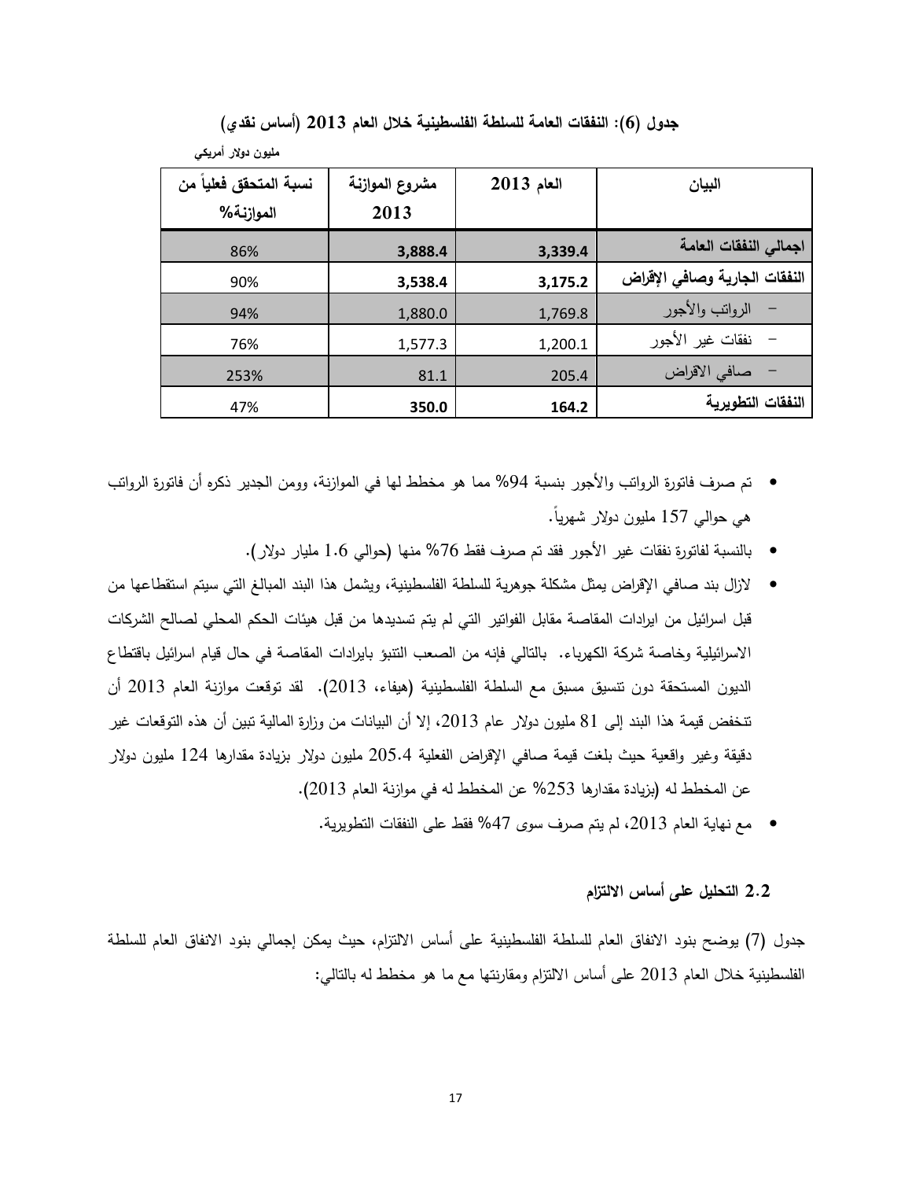**جدول (6): النفقات العامة للسلطة الفلسطينية خلال العام 2013 (أساس نقدي)**

مليون دولار أمريكي

| البيان | العام 2013 | مشروع الموازنة 2013 | نسبة المتحقق فعلياً من الموازنة% |
|---|---|---|---|
| **اجمالي النفقات العامة** | **3,339.4** | **3,888.4** | 86% |
| **النفقات الجارية وصافي الإقراض** | **3,175.2** | **3,538.4** | 90% |
| – الرواتب والأجور | 1,769.8 | 1,880.0 | 94% |
| – نفقات غير الأجور | 1,200.1 | 1,577.3 | 76% |
| – صافي الاقراض | 205.4 | 81.1 | 253% |
| **النفقات التطويرية** | **164.2** | **350.0** | 47% |

- تم صرف فاتورة الرواتب والأجور بنسبة 94% مما هو مخطط لها في الموازنة، وومن الجدير ذكره أن فاتورة الرواتب هي حوالي 157 مليون دولار شهرياً.
- بالنسبة لفاتورة نفقات غير الأجور فقد تم صرف فقط 76% منها (حوالي 1.6 مليار دولار).
- لازال بند صافي الإقراض يمثل مشكلة جوهرية للسلطة الفلسطينية، ويشمل هذا البند المبالغ التي سيتم استقطاعها من قبل اسرائيل من ايرادات المقاصة مقابل الفواتير التي لم يتم تسديدها من قبل هيئات الحكم المحلي لصالح الشركات الاسرائيلية وخاصة شركة الكهرباء. بالتالي فإنه من الصعب التنبؤ بايرادات المقاصة في حال قيام اسرائيل باقتطاع الديون المستحقة دون تنسيق مسبق مع السلطة الفلسطينية (هيفاء، 2013). لقد توقعت موازنة العام 2013 أن تنخفض قيمة هذا البند إلى 81 مليون دولار عام 2013، إلا أن البيانات من وزارة المالية تبين أن هذه التوقعات غير دقيقة وغير واقعية حيث بلغت قيمة صافي الإقراض الفعلية 205.4 مليون دولار بزيادة مقدارها 124 مليون دولار عن المخطط له (بزيادة مقدارها 253% عن المخطط له في موازنة العام 2013).
- مع نهاية العام 2013، لم يتم صرف سوى 47% فقط على النفقات التطويرية.

### 2.2 التحليل على أساس الالتزام

جدول (7) يوضح بنود الانفاق العام للسلطة الفلسطينية على أساس الالتزام، حيث يمكن إجمالي بنود الانفاق العام للسلطة الفلسطينية خلال العام 2013 على أساس الالتزام ومقارنتها مع ما هو مخطط له بالتالي: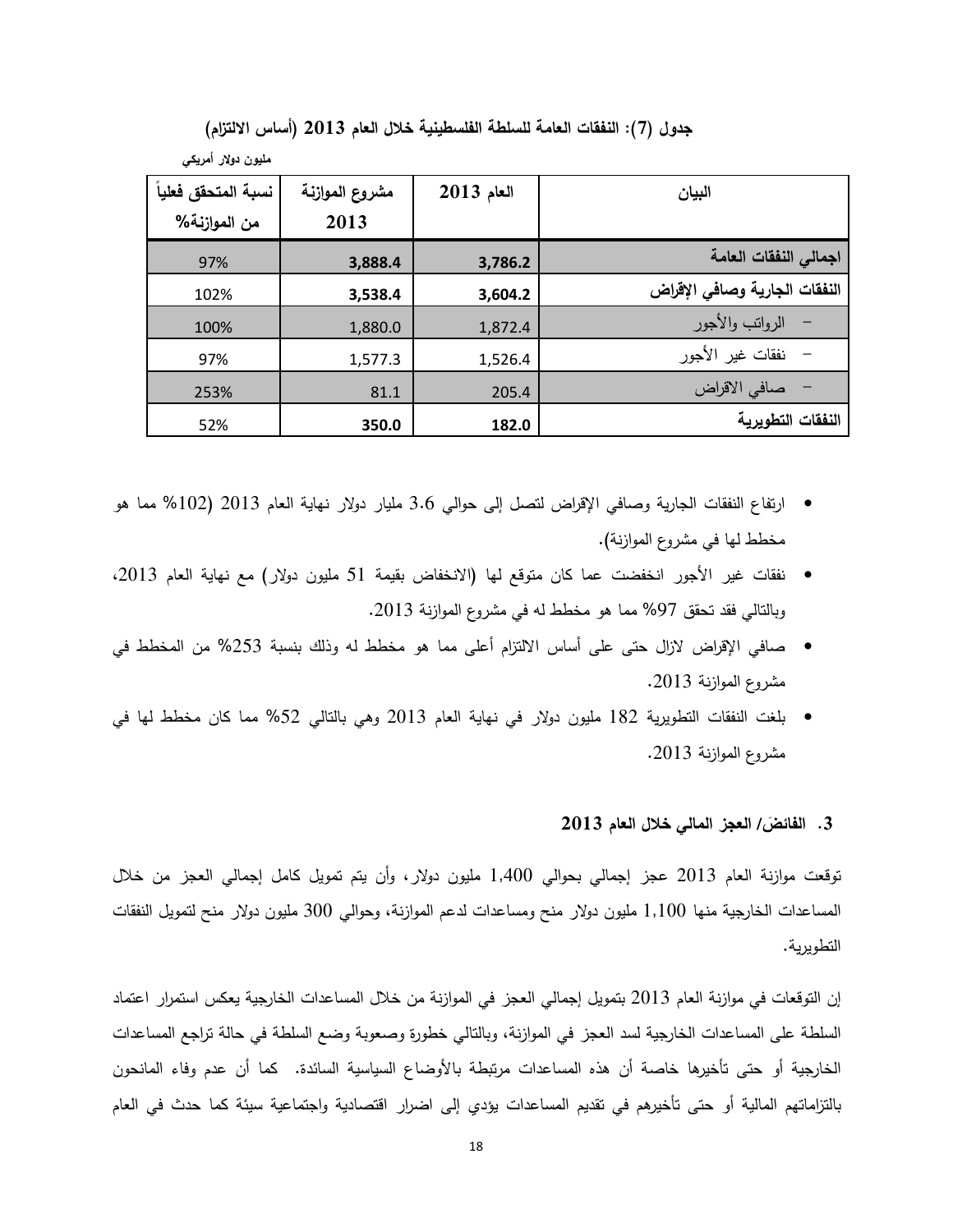**جدول (7): النفقات العامة للسلطة الفلسطينية خلال العام 2013 (أساس الالتزام)**

مليون دولار أمريكي

| البيان | العام 2013 | مشروع الموازنة 2013 | نسبة المتحقق فعلياً من الموازنة% |
|---|---|---|---|
| **اجمالي النفقات العامة** | **3,786.2** | **3,888.4** | 97% |
| **النفقات الجارية وصافي الإقراض** | **3,604.2** | **3,538.4** | 102% |
| – الرواتب والأجور | 1,872.4 | 1,880.0 | 100% |
| – نفقات غير الأجور | 1,526.4 | 1,577.3 | 97% |
| – صافي الاقراض | 205.4 | 81.1 | 253% |
| **النفقات التطويرية** | **182.0** | **350.0** | 52% |

- ارتفاع النفقات الجارية وصافي الإقراض لتصل إلى حوالي 3.6 مليار دولار نهاية العام 2013 (102% مما هو مخطط لها في مشروع الموازنة).
- نفقات غير الأجور انخفضت عما كان متوقع لها (الانخفاض بقيمة 51 مليون دولار) مع نهاية العام 2013، وبالتالي فقد تحقق 97% مما هو مخطط له في مشروع الموازنة 2013.
- صافي الإقراض لازال حتى على أساس الالتزام أعلى مما هو مخطط له وذلك بنسبة 253% من المخطط في مشروع الموازنة 2013.
- بلغت النفقات التطويرية 182 مليون دولار في نهاية العام 2013 وهي بالتالي 52% مما كان مخطط لها في مشروع الموازنة 2013.

### 3. الفائض/ العجز المالي خلال العام 2013

توقعت موازنة العام 2013 عجز إجمالي بحوالي 1,400 مليون دولار، وأن يتم تمويل كامل إجمالي العجز من خلال المساعدات الخارجية منها 1,100 مليون دولار منح ومساعدات لدعم الموازنة، وحوالي 300 مليون دولار منح لتمويل النفقات التطويرية.

إن التوقعات في موازنة العام 2013 بتمويل إجمالي العجز في الموازنة من خلال المساعدات الخارجية يعكس استمرار اعتماد السلطة على المساعدات الخارجية لسد العجز في الموازنة، وبالتالي خطورة وصعوبة وضع السلطة في حالة تراجع المساعدات الخارجية أو حتى تأخيرها خاصة أن هذه المساعدات مرتبطة بالأوضاع السياسية السائدة. كما أن عدم وفاء المانحون بالتزاماتهم المالية أو حتى تأخيرهم في تقديم المساعدات يؤدي إلى اضرار اقتصادية واجتماعية سيئة كما حدث في العام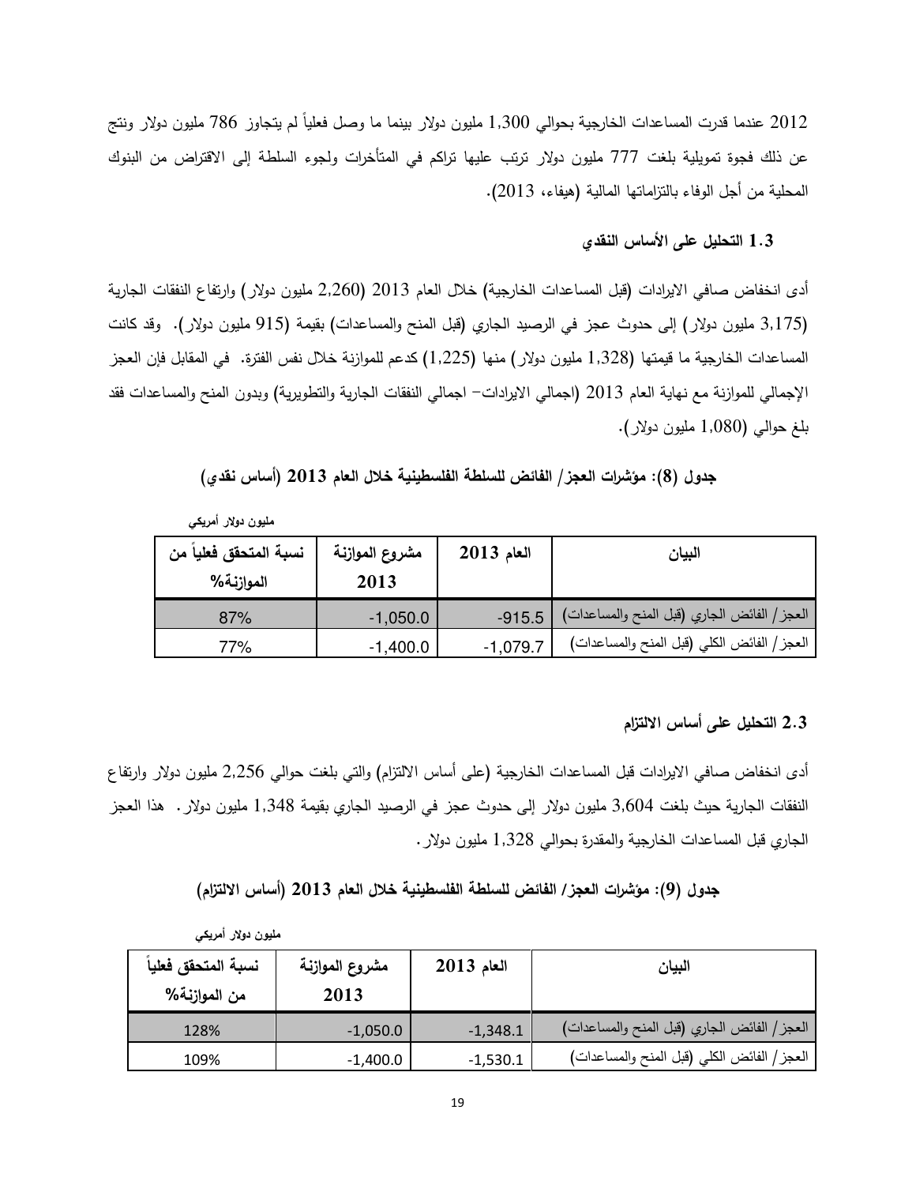2012 عندما قدرت المساعدات الخارجية بحوالي 1,300 مليون دولار بينما ما وصل فعلياً لم يتجاوز 786 مليون دولار ونتج عن ذلك فجوة تمويلية بلغت 777 مليون دولار ترتب عليها تراكم في المتأخرات ولجوء السلطة إلى الاقتراض من البنوك المحلية من أجل الوفاء بالتزاماتها المالية (هيفاء، 2013).

### 1.3 التحليل على الأساس النقدي

أدى انخفاض صافي الايرادات (قبل المساعدات الخارجية) خلال العام 2013 (2,260 مليون دولار) وارتفاع النفقات الجارية (3,175 مليون دولار) إلى حدوث عجز في الرصيد الجاري (قبل المنح والمساعدات) بقيمة (915 مليون دولار). وقد كانت المساعدات الخارجية ما قيمتها (1,328 مليون دولار) منها (1,225) كدعم للموازنة خلال نفس الفترة. في المقابل فإن العجز الإجمالي للموازنة مع نهاية العام 2013 (اجمالي الايرادات- اجمالي النفقات الجارية والتطويرية) وبدون المنح والمساعدات فقد بلغ حوالي (1,080 مليون دولار).

**جدول (8): مؤشرات العجز/ الفائض للسلطة الفلسطينية خلال العام 2013 (أساس نقدي)**

مليون دولار أمريكي

| البيان | العام 2013 | مشروع الموازنة 2013 | نسبة المتحقق فعلياً من الموازنة% |
|---|---|---|---|
| العجز/ الفائض الجاري (قبل المنح والمساعدات) | -915.5 | -1,050.0 | 87% |
| العجز/ الفائض الكلي (قبل المنح والمساعدات) | -1,079.7 | -1,400.0 | 77% |

### 2.3 التحليل على أساس الالتزام

أدى انخفاض صافي الايرادات قبل المساعدات الخارجية (على أساس الالتزام) والتي بلغت حوالي 2,256 مليون دولار وارتفاع النفقات الجارية حيث بلغت 3,604 مليون دولار إلى حدوث عجز في الرصيد الجاري بقيمة 1,348 مليون دولار. هذا العجز الجاري قبل المساعدات الخارجية والمقدرة بحوالي 1,328 مليون دولار.

**جدول (9): مؤشرات العجز/ الفائض للسلطة الفلسطينية خلال العام 2013 (أساس الالتزام)**

مليون دولار أمريكي

| البيان | العام 2013 | مشروع الموازنة 2013 | نسبة المتحقق فعلياً من الموازنة% |
|---|---|---|---|
| العجز/ الفائض الجاري (قبل المنح والمساعدات) | -1,348.1 | -1,050.0 | 128% |
| العجز/ الفائض الكلي (قبل المنح والمساعدات) | -1,530.1 | -1,400.0 | 109% |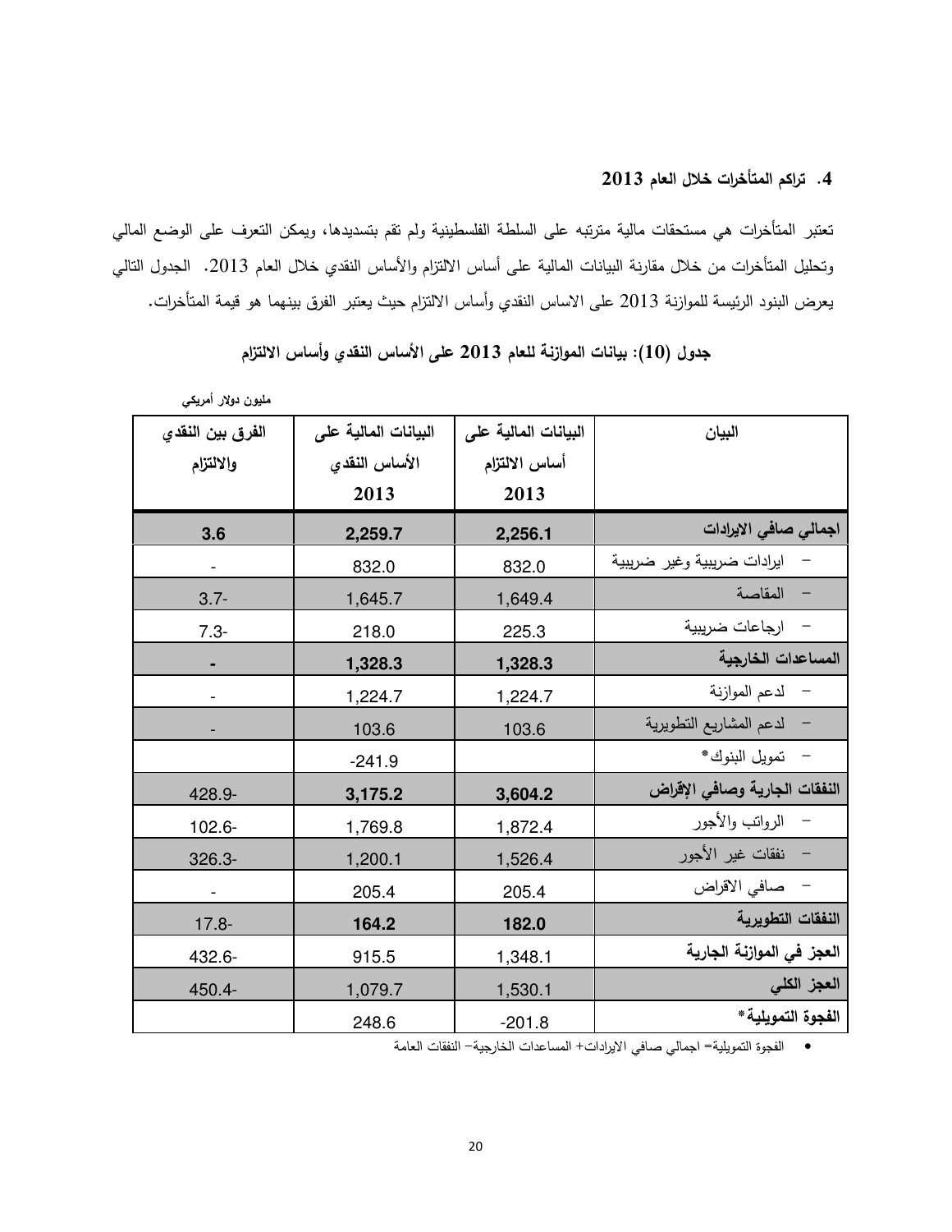### 4. تراكم المتأخرات خلال العام 2013

تعتبر المتأخرات هي مستحقات مالية مترتبه على السلطة الفلسطينية ولم تقم بتسديدها، ويمكن التعرف على الوضع المالي وتحليل المتأخرات من خلال مقارنة البيانات المالية على أساس الالتزام والأساس النقدي خلال العام 2013. الجدول التالي يعرض البنود الرئيسة للموازنة 2013 على الاساس النقدي وأساس الالتزام حيث يعتبر الفرق بينهما هو قيمة المتأخرات.

**جدول (10): بيانات الموازنة للعام 2013 على الأساس النقدي وأساس الالتزام**

مليون دولار أمريكي

| البيان | البيانات المالية على أساس الالتزام 2013 | البيانات المالية على الأساس النقدي 2013 | الفرق بين النقدي والالتزام |
|---|---|---|---|
| **اجمالي صافي الايرادات** | **2,256.1** | **2,259.7** | **3.6** |
| – ايرادات ضريبية وغير ضريبية | 832.0 | 832.0 | - |
| – المقاصة | 1,649.4 | 1,645.7 | 3.7- |
| – ارجاعات ضريبية | 225.3 | 218.0 | 7.3- |
| **المساعدات الخارجية** | **1,328.3** | **1,328.3** | **-** |
| – لدعم الموازنة | 1,224.7 | 1,224.7 | - |
| – لدعم المشاريع التطويرية | 103.6 | 103.6 | - |
| – تمويل البنوك* | | -241.9 | |
| **النفقات الجارية وصافي الإقراض** | **3,604.2** | **3,175.2** | 428.9- |
| – الرواتب والأجور | 1,872.4 | 1,769.8 | 102.6- |
| – نفقات غير الأجور | 1,526.4 | 1,200.1 | 326.3- |
| – صافي الاقراض | 205.4 | 205.4 | - |
| **النفقات التطويرية** | **182.0** | **164.2** | 17.8- |
| **العجز في الموازنة الجارية** | 1,348.1 | 915.5 | 432.6- |
| **العجز الكلي** | 1,530.1 | 1,079.7 | 450.4- |
| **الفجوة التمويلية*** | -201.8 | 248.6 | |

- الفجوة التمويلية= اجمالي صافي الايرادات+ المساعدات الخارجية− النفقات العامة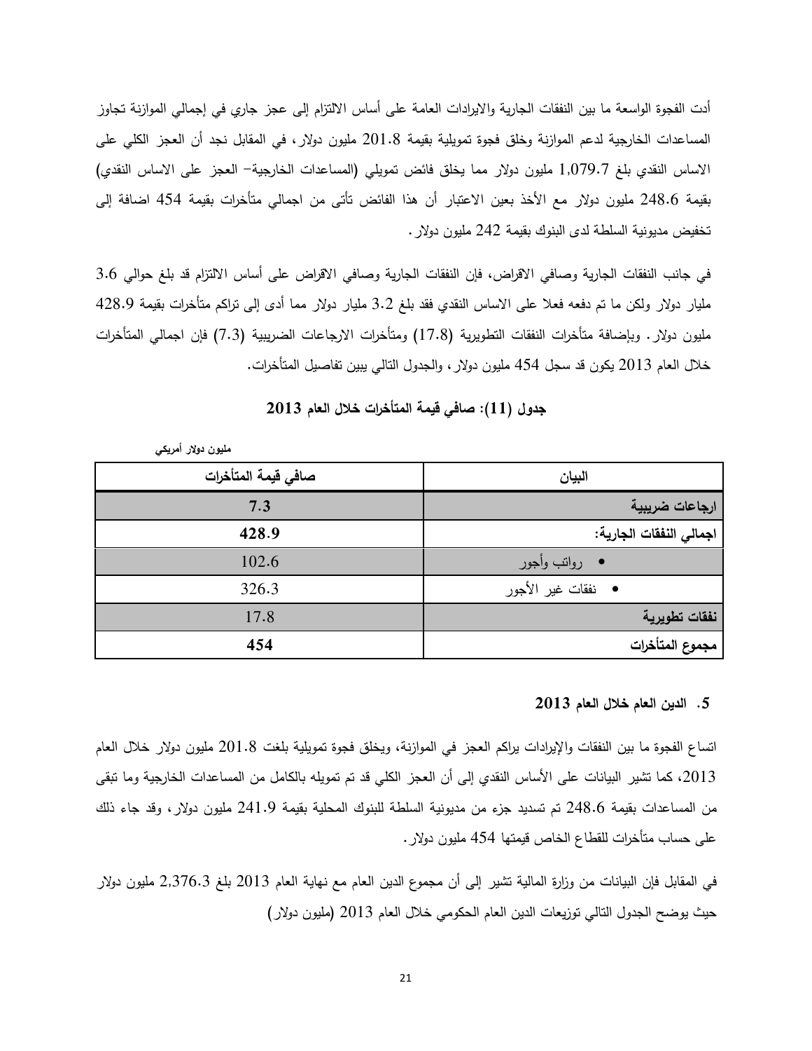أدت الفجوة الواسعة ما بين النفقات الجارية والايرادات العامة على أساس الالتزام إلى عجز جاري في إجمالي الموازنة تجاوز المساعدات الخارجية لدعم الموازنة وخلق فجوة تمويلية بقيمة 201.8 مليون دولار، في المقابل نجد أن العجز الكلي على الاساس النقدي بلغ 1,079.7 مليون دولار مما يخلق فائض تمويلي (المساعدات الخارجية– العجز على الاساس النقدي) بقيمة 248.6 مليون دولار مع الأخذ بعين الاعتبار أن هذا الفائض تأتى من اجمالي متأخرات بقيمة 454 اضافة إلى تخفيض مديونية السلطة لدى البنوك بقيمة 242 مليون دولار.

في جانب النفقات الجارية وصافي الاقراض، فإن النفقات الجارية وصافي الاقراض على أساس الالتزام قد بلغ حوالي 3.6 مليار دولار ولكن ما تم دفعه فعلا على الاساس النقدي فقد بلغ 3.2 مليار دولار مما أدى إلى تراكم متأخرات بقيمة 428.9 مليون دولار. وبإضافة متأخرات النفقات التطويرية (17.8) ومتأخرات الارجاعات الضريبية (7.3) فإن اجمالي المتأخرات خلال العام 2013 يكون قد سجل 454 مليون دولار، والجدول التالي يبين تفاصيل المتأخرات.

**جدول (11): صافي قيمة المتأخرات خلال العام 2013**

**مليون دولار أمريكي**

| البيان | صافي قيمة المتأخرات |
|---|---|
| **ارجاعات ضريبية** | **7.3** |
| **اجمالي النفقات الجارية:** | **428.9** |
| • رواتب وأجور | 102.6 |
| • نفقات غير الأجور | 326.3 |
| **نفقات تطويرية** | 17.8 |
| **مجموع المتأخرات** | **454** |

### 5. الدين العام خلال العام 2013

اتساع الفجوة ما بين النفقات والإيرادات يراكم العجز في الموازنة، ويخلق فجوة تمويلية بلغت 201.8 مليون دولار خلال العام 2013، كما تشير البيانات على الأساس النقدي إلى أن العجز الكلي قد تم تمويله بالكامل من المساعدات الخارجية وما تبقى من المساعدات بقيمة 248.6 تم تسديد جزء من مديونية السلطة للبنوك المحلية بقيمة 241.9 مليون دولار، وقد جاء ذلك على حساب متأخرات للقطاع الخاص قيمتها 454 مليون دولار.

في المقابل فإن البيانات من وزارة المالية تشير إلى أن مجموع الدين العام مع نهاية العام 2013 بلغ 2,376.3 مليون دولار حيث يوضح الجدول التالي توزيعات الدين العام الحكومي خلال العام 2013 (مليون دولار)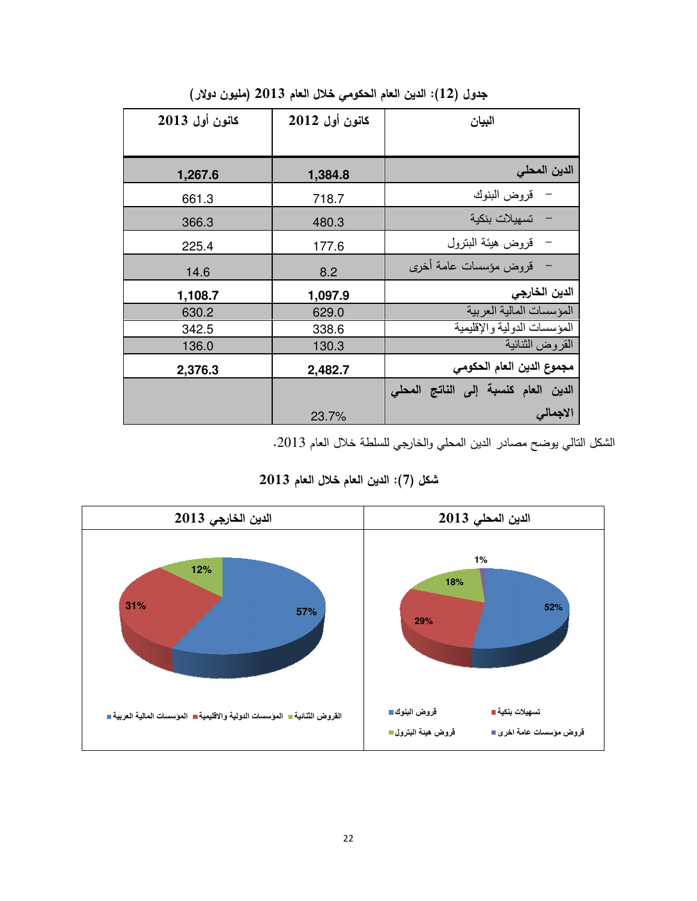**جدول (12): الدين العام الحكومي خلال العام 2013 (مليون دولار)**

| البيان | كانون أول 2012 | كانون أول 2013 |
|---|---|---|
| **الدين المحلي** | **1,384.8** | **1,267.6** |
| – قروض البنوك | 718.7 | 661.3 |
| – تسهيلات بنكية | 480.3 | 366.3 |
| – قروض هيئة البترول | 177.6 | 225.4 |
| – قروض مؤسسات عامة أخرى | 8.2 | 14.6 |
| **الدين الخارجي** | **1,097.9** | **1,108.7** |
| المؤسسات المالية العربية | 629.0 | 630.2 |
| المؤسسات الدولية والإقليمية | 338.6 | 342.5 |
| القروض الثنائية | 130.3 | 136.0 |
| **مجموع الدين العام الحكومي** | **2,482.7** | **2,376.3** |
| **الدين العام كنسبة إلى الناتج المحلي الاجمالي** | 23.7% | |

الشكل التالي يوضح مصادر الدين المحلي والخارجي للسلطة خلال العام 2013.

**شكل (7): الدين العام خلال العام 2013**

| الدين المحلي 2013 | الدين الخارجي 2013 |
|---|---|
| قروض البنوك: 52% | المؤسسات المالية العربية: 57% |
| تسهيلات بنكية: 29% | المؤسسات الدولية والاقليمية: 31% |
| قروض هيئة البترول: 18% | القروض الثنائية: 12% |
| قروض مؤسسات عامة اخرى: 1% | |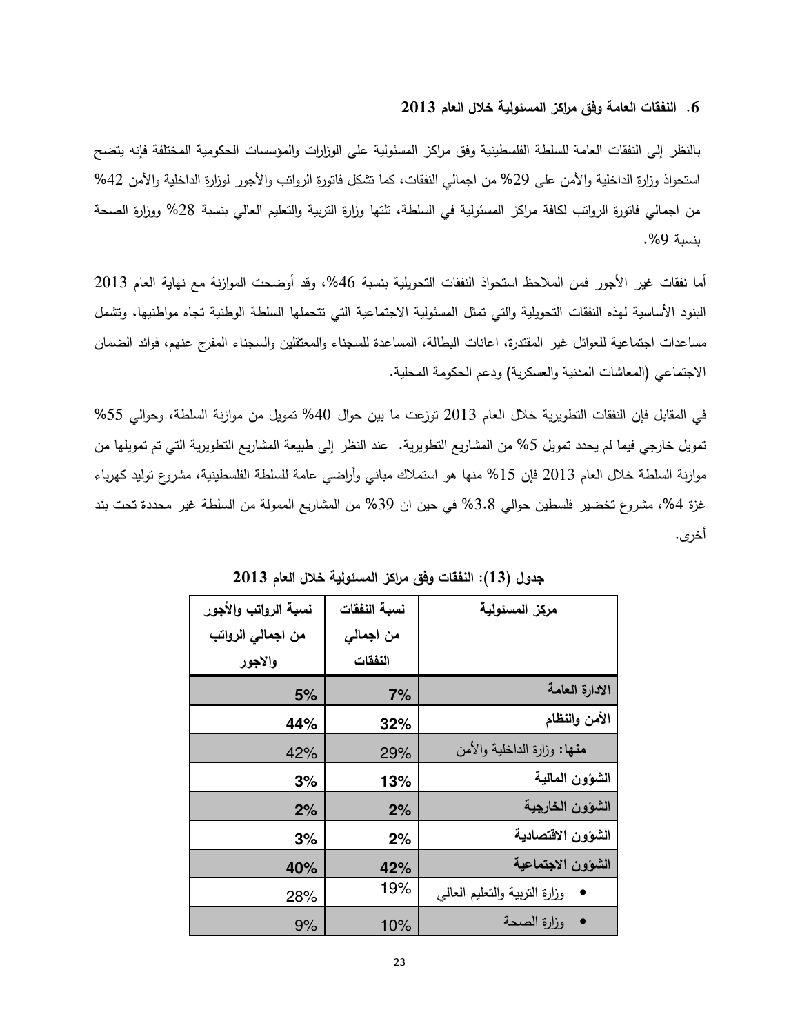### 6. النفقات العامة وفق مراكز المسئولية خلال العام 2013

بالنظر إلى النفقات العامة للسلطة الفلسطينية وفق مراكز المسئولية على الوزارات والمؤسسات الحكومية المختلفة فإنه يتضح استحواذ وزارة الداخلية والأمن على 29% من اجمالي النفقات، كما تشكل فاتورة الرواتب والأجور لوزارة الداخلية والأمن 42% من اجمالي فاتورة الرواتب لكافة مراكز المسئولية في السلطة، تلتها وزارة التربية والتعليم العالي بنسبة 28% ووزارة الصحة بنسبة 9%.

أما نفقات غير الأجور فمن الملاحظ استحواذ النفقات التحويلية بنسبة 46%، وقد أوضحت الموازنة مع نهاية العام 2013 البنود الأساسية لهذه النفقات التحويلية والتي تمثل المسئولية الاجتماعية التي تتحملها السلطة الوطنية تجاه مواطنيها، وتشمل مساعدات اجتماعية للعوائل غير المقتدرة، اعانات البطالة، المساعدة للسجناء والمعتقلين والسجناء المفرج عنهم، فوائد الضمان الاجتماعي (المعاشات المدنية والعسكرية) ودعم الحكومة المحلية.

في المقابل فإن النفقات التطويرية خلال العام 2013 توزعت ما بين حوال 40% تمويل من موازنة السلطة، وحوالي 55% تمويل خارجي فيما لم يحدد تمويل 5% من المشاريع التطويرية. عند النظر إلى طبيعة المشاريع التطويرية التي تم تمويلها من موازنة السلطة خلال العام 2013 فإن 15% منها هو استملاك مباني وأراضي عامة للسلطة الفلسطينية، مشروع توليد كهرباء غزة 4%، مشروع تخضير فلسطين حوالي 3.8% في حين ان 39% من المشاريع الممولة من السلطة غير محددة تحت بند أخرى.

**جدول (13): النفقات وفق مراكز المسئولية خلال العام 2013**

| مركز المسئولية | نسبة النفقات من اجمالي النفقات | نسبة الرواتب والأجور من اجمالي الرواتب والاجور |
|---|---|---|
| **الادارة العامة** | **7%** | **5%** |
| **الأمن والنظام** | **32%** | **44%** |
| **منها:** وزارة الداخلية والأمن | 29% | 42% |
| **الشؤون المالية** | **13%** | **3%** |
| **الشؤون الخارجية** | **2%** | **2%** |
| **الشؤون الاقتصادية** | **2%** | **3%** |
| **الشؤون الاجتماعية** | **42%** | **40%** |
| • وزارة التربية والتعليم العالي | 19% | 28% |
| • وزارة الصحة | 10% | 9% |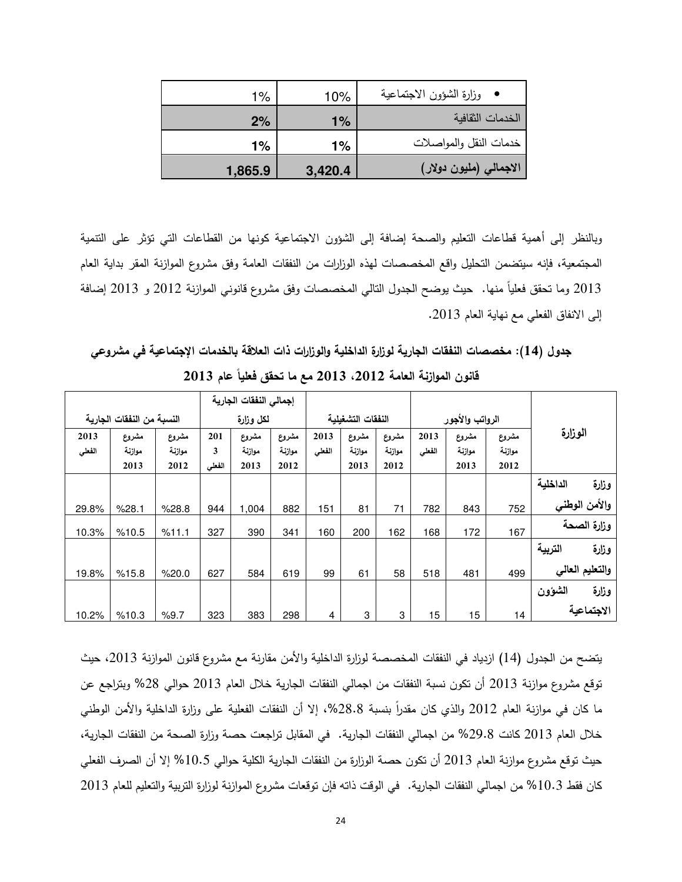| | | |
|---|---|---|
| • وزارة الشؤون الاجتماعية | 10% | 1% |
| الخدمات الثقافية | **1%** | **2%** |
| خدمات النقل والمواصلات | **1%** | **1%** |
| **الاجمالي (مليون دولار)** | **3,420.4** | **1,865.9** |

وبالنظر إلى أهمية قطاعات التعليم والصحة إضافة إلى الشؤون الاجتماعية كونها من القطاعات التي تؤثر على التنمية المجتمعية، فإنه سيتضمن التحليل واقع المخصصات لهذه الوزارات من النفقات العامة وفق مشروع الموازنة المقر بداية العام 2013 وما تحقق فعلياً منها. حيث يوضح الجدول التالي المخصصات وفق مشروع قانوني الموازنة 2012 و 2013 إضافة إلى الانفاق الفعلي مع نهاية العام 2013.

**جدول (14): مخصصات النفقات الجارية لوزارة الداخلية والوزارات ذات العلاقة بالخدمات الإجتماعية في مشروعي قانون الموازنة العامة 2012، 2013 مع ما تحقق فعلياً عام 2013**

| الوزارة | الرواتب والأجور | | | النفقات التشغيلية | | | إجمالي النفقات الجارية لكل وزارة | | | النسبة من النفقات الجارية | | |
|---|---|---|---|---|---|---|---|---|---|---|---|---|
| | مشروع موازنة 2012 | مشروع موازنة 2013 | 2013 الفعلي | مشروع موازنة 2012 | مشروع موازنة 2013 | 2013 الفعلي | مشروع موازنة 2012 | مشروع موازنة 2013 | 2013 الفعلي | مشروع موازنة 2012 | مشروع موازنة 2013 | 2013 الفعلي |
| وزارة الداخلية والأمن الوطني | 752 | 843 | 782 | 71 | 81 | 151 | 882 | 1,004 | 944 | %28.8 | %28.1 | 29.8% |
| وزارة الصحة | 167 | 172 | 168 | 162 | 200 | 160 | 341 | 390 | 327 | %11.1 | %10.5 | 10.3% |
| وزارة التربية والتعليم العالي | 499 | 481 | 518 | 58 | 61 | 99 | 619 | 584 | 627 | %20.0 | %15.8 | 19.8% |
| وزارة الشؤون الاجتماعية | 14 | 15 | 15 | 3 | 3 | 4 | 298 | 383 | 323 | %9.7 | %10.3 | 10.2% |

يتضح من الجدول (14) ازدياد في النفقات المخصصة لوزارة الداخلية والأمن مقارنة مع مشروع قانون الموازنة 2013، حيث توقع مشروع موازنة 2013 أن تكون نسبة النفقات من اجمالي النفقات الجارية خلال العام 2013 حوالي 28% وبتراجع عن ما كان في موازنة العام 2012 والذي كان مقدراً بنسبة 28.8%، إلا أن النفقات الفعلية على وزارة الداخلية والأمن الوطني خلال العام 2013 كانت 29.8% من اجمالي النفقات الجارية. في المقابل تراجعت حصة وزارة الصحة من النفقات الجارية، حيث توقع مشروع موازنة العام 2013 أن تكون حصة الوزارة من النفقات الجارية الكلية حوالي 10.5% إلا أن الصرف الفعلي كان فقط 10.3% من اجمالي النفقات الجارية. في الوقت ذاته فإن توقعات مشروع الموازنة لوزارة التربية والتعليم للعام 2013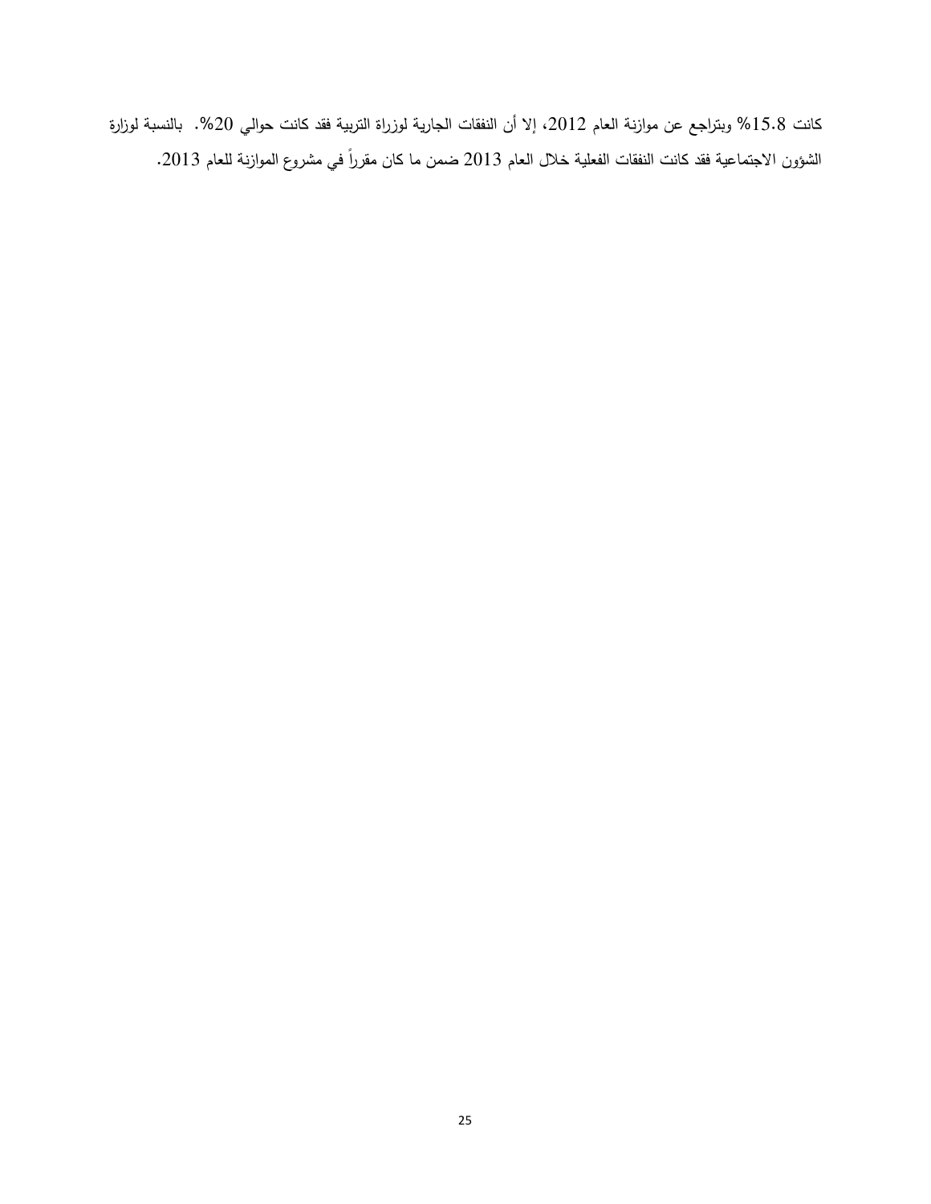كانت 15.8% وبتراجع عن موازنة العام 2012، إلا أن النفقات الجارية لوزراة التربية فقد كانت حوالي 20%. بالنسبة لوزارة الشؤون الاجتماعية فقد كانت النفقات الفعلية خلال العام 2013 ضمن ما كان مقرراً في مشروع الموازنة للعام 2013.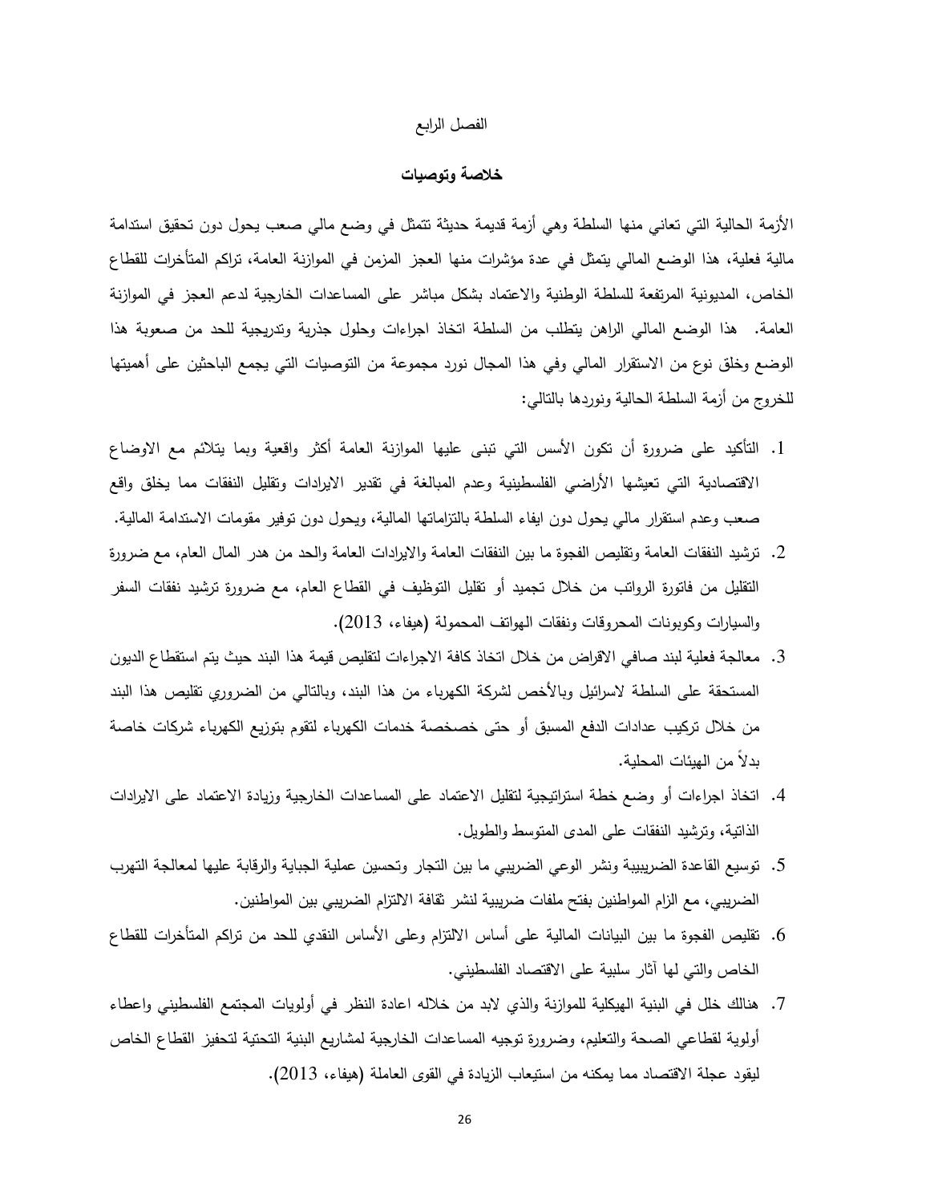الفصل الرابع

## خلاصة وتوصيات

الأزمة الحالية التي تعاني منها السلطة وهي أزمة قديمة حديثة تتمثل في وضع مالي صعب يحول دون تحقيق استدامة مالية فعلية، هذا الوضع المالي يتمثل في عدة مؤشرات منها العجز المزمن في الموازنة العامة، تراكم المتأخرات للقطاع الخاص، المديونية المرتفعة للسلطة الوطنية والاعتماد بشكل مباشر على المساعدات الخارجية لدعم العجز في الموازنة العامة. هذا الوضع المالي الراهن يتطلب من السلطة اتخاذ اجراءات وحلول جذرية وتدريجية للحد من صعوبة هذا الوضع وخلق نوع من الاستقرار المالي وفي هذا المجال نورد مجموعة من التوصيات التي يجمع الباحثين على أهميتها للخروج من أزمة السلطة الحالية ونوردها بالتالي:

1. التأكيد على ضرورة أن تكون الأسس التي تبنى عليها الموازنة العامة أكثر واقعية وبما يتلائم مع الاوضاع الاقتصادية التي تعيشها الأراضي الفلسطينية وعدم المبالغة في تقدير الايرادات وتقليل النفقات مما يخلق واقع صعب وعدم استقرار مالي يحول دون ايفاء السلطة بالتزاماتها المالية، ويحول دون توفير مقومات الاستدامة المالية.
2. ترشيد النفقات العامة وتقليص الفجوة ما بين النفقات العامة والايرادات العامة والحد من هدر المال العام، مع ضرورة التقليل من فاتورة الرواتب من خلال تجميد أو تقليل التوظيف في القطاع العام، مع ضرورة ترشيد نفقات السفر والسيارات وكوبونات المحروقات ونفقات الهواتف المحمولة (هيفاء، 2013).
3. معالجة فعلية لبند صافي الاقراض من خلال اتخاذ كافة الاجراءات لتقليص قيمة هذا البند حيث يتم استقطاع الديون المستحقة على السلطة لاسرائيل وبالأخص لشركة الكهرباء من هذا البند، وبالتالي من الضروري تقليص هذا البند من خلال تركيب عدادات الدفع المسبق أو حتى خصخصة خدمات الكهرباء لتقوم بتوزيع الكهرباء شركات خاصة بدلاً من الهيئات المحلية.
4. اتخاذ اجراءات أو وضع خطة استراتيجية لتقليل الاعتماد على المساعدات الخارجية وزيادة الاعتماد على الايرادات الذاتية، وترشيد النفقات على المدى المتوسط والطويل.
5. توسيع القاعدة الضريبيية ونشر الوعي الضريبي ما بين التجار وتحسين عملية الجباية والرقابة عليها لمعالجة التهرب الضريبي، مع الزام المواطنين بفتح ملفات ضريبية لنشر ثقافة الالتزام الضريبي بين المواطنين.
6. تقليص الفجوة ما بين البيانات المالية على أساس الالتزام وعلى الأساس النقدي للحد من تراكم المتأخرات للقطاع الخاص والتي لها آثار سلبية على الاقتصاد الفلسطيني.
7. هنالك خلل في البنية الهيكلية للموازنة والذي لابد من خلاله اعادة النظر في أولويات المجتمع الفلسطيني واعطاء أولوية لقطاعي الصحة والتعليم، وضرورة توجيه المساعدات الخارجية لمشاريع البنية التحتية لتحفيز القطاع الخاص ليقود عجلة الاقتصاد مما يمكنه من استيعاب الزيادة في القوى العاملة (هيفاء، 2013).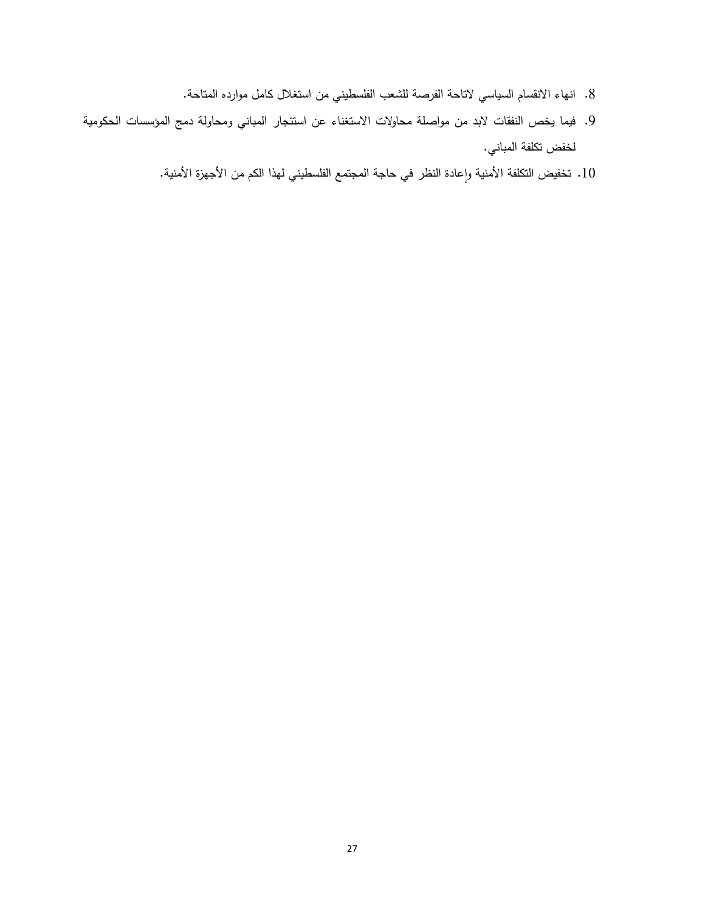8. انهاء الانقسام السياسي لاتاحة الفرصة للشعب الفلسطيني من استغلال كامل موارده المتاحة.
9. فيما يخص النفقات لابد من مواصلة محاولات الاستغناء عن استئجار المباني ومحاولة دمج المؤسسات الحكومية لخفض تكلفة المباني.
10. تخفيض التكلفة الأمنية وإعادة النظر في حاجة المجتمع الفلسطيني لهذا الكم من الأجهزة الأمنية.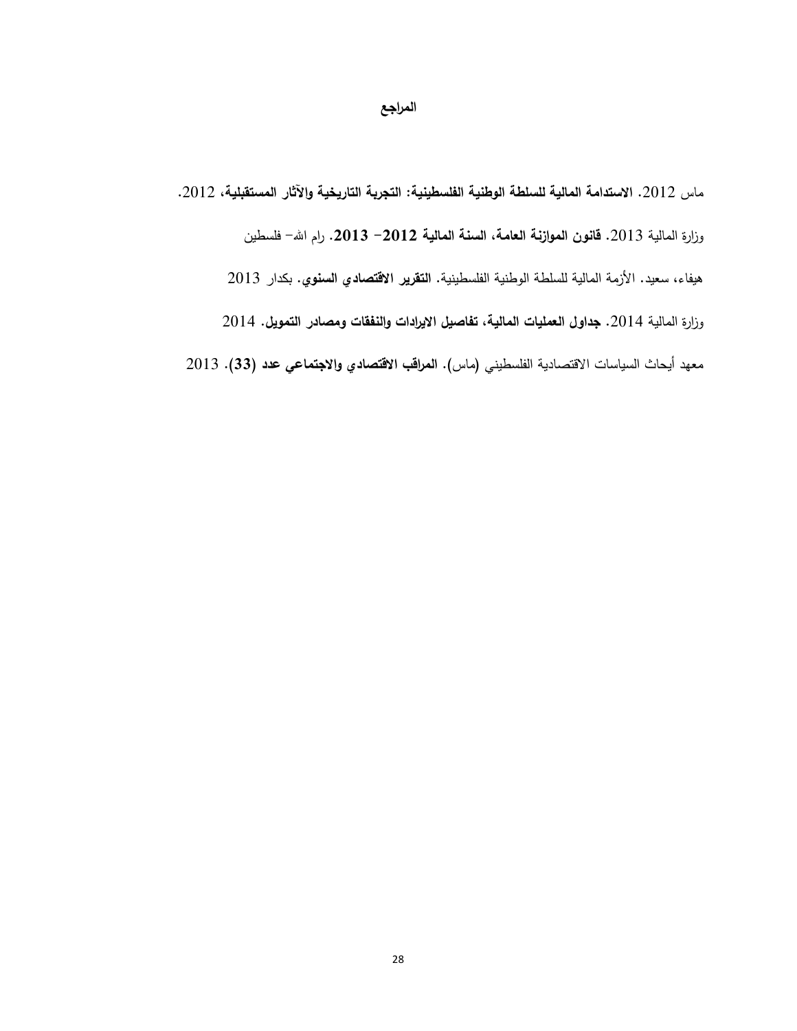## المراجع

ماس 2012. **الاستدامة المالية للسلطة الوطنية الفلسطينية: التجربة التاريخية والآثار المستقبلية**، 2012.

وزارة المالية 2013. **قانون الموازنة العامة، السنة المالية 2012- 2013**. رام الله- فلسطين

هيفاء، سعيد. الأزمة المالية للسلطة الوطنية الفلسطينية. **التقرير الاقتصادي السنوي**. بكدار 2013

وزارة المالية 2014. **جداول العمليات المالية، تفاصيل الايرادات والنفقات ومصادر التمويل**. 2014

معهد أبحاث السياسات الاقتصادية الفلسطيني (ماس). **المراقب الاقتصادي والاجتماعي عدد (33)**. 2013